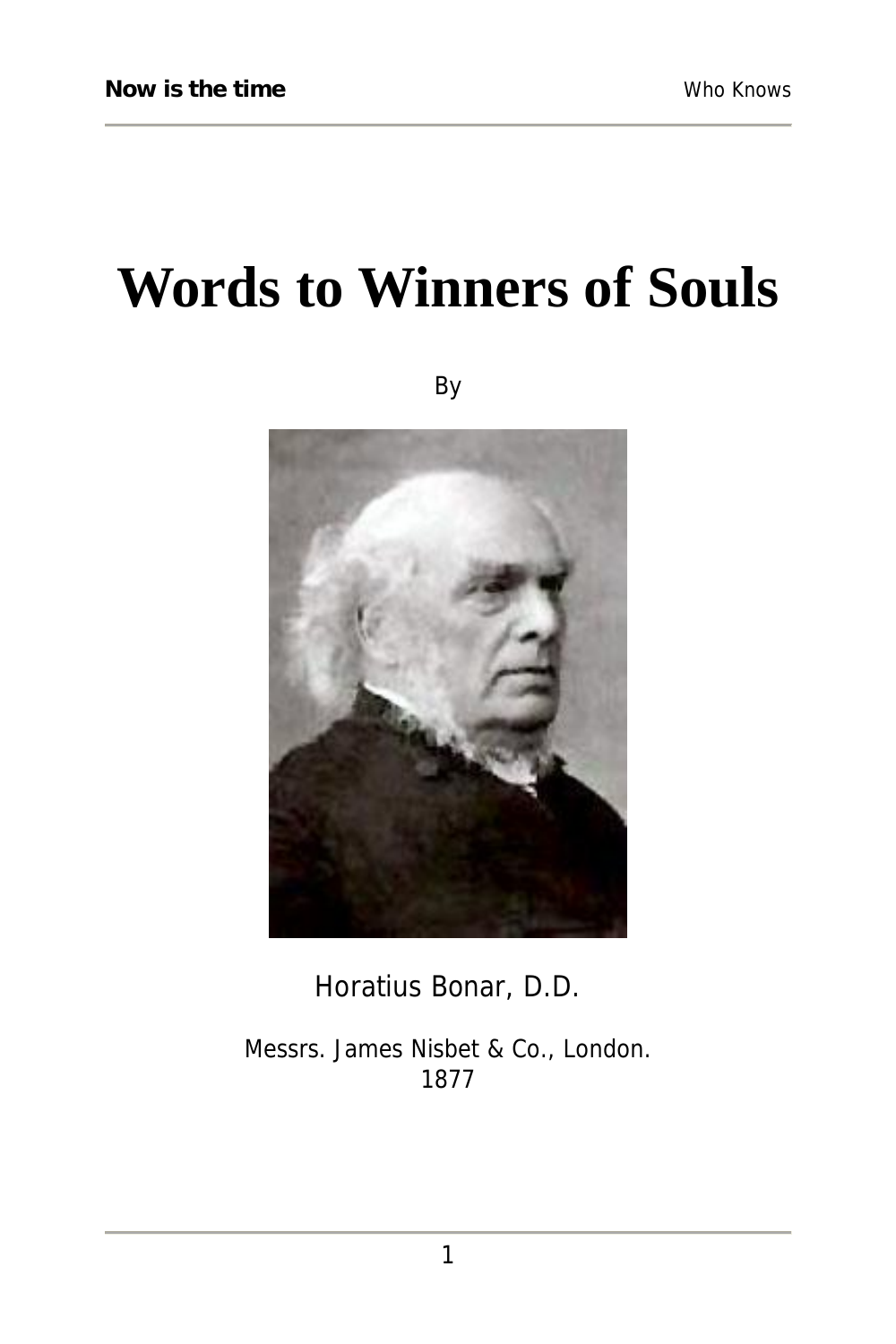# Words to Winners of Souls

By

Horatius Bonar, D.D.

Messrs. James Nisbet & Co., London.
1877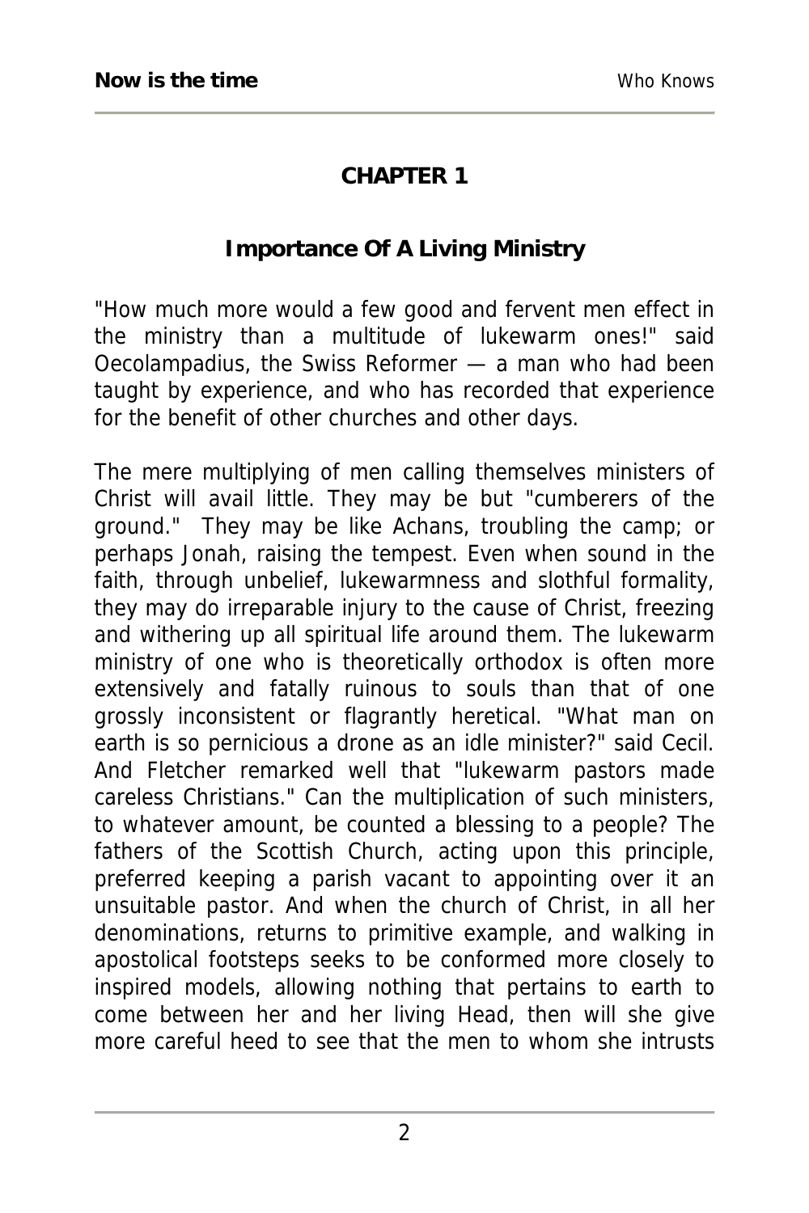## CHAPTER 1

### Importance Of A Living Ministry

"How much more would a few good and fervent men effect in the ministry than a multitude of lukewarm ones!" said Oecolampadius, the Swiss Reformer — a man who had been taught by experience, and who has recorded that experience for the benefit of other churches and other days.

The mere multiplying of men calling themselves ministers of Christ will avail little. They may be but "cumberers of the ground." They may be like Achans, troubling the camp; or perhaps Jonah, raising the tempest. Even when sound in the faith, through unbelief, lukewarmness and slothful formality, they may do irreparable injury to the cause of Christ, freezing and withering up all spiritual life around them. The lukewarm ministry of one who is theoretically orthodox is often more extensively and fatally ruinous to souls than that of one grossly inconsistent or flagrantly heretical. "What man on earth is so pernicious a drone as an idle minister?" said Cecil. And Fletcher remarked well that "lukewarm pastors made careless Christians." Can the multiplication of such ministers, to whatever amount, be counted a blessing to a people? The fathers of the Scottish Church, acting upon this principle, preferred keeping a parish vacant to appointing over it an unsuitable pastor. And when the church of Christ, in all her denominations, returns to primitive example, and walking in apostolical footsteps seeks to be conformed more closely to inspired models, allowing nothing that pertains to earth to come between her and her living Head, then will she give more careful heed to see that the men to whom she intrusts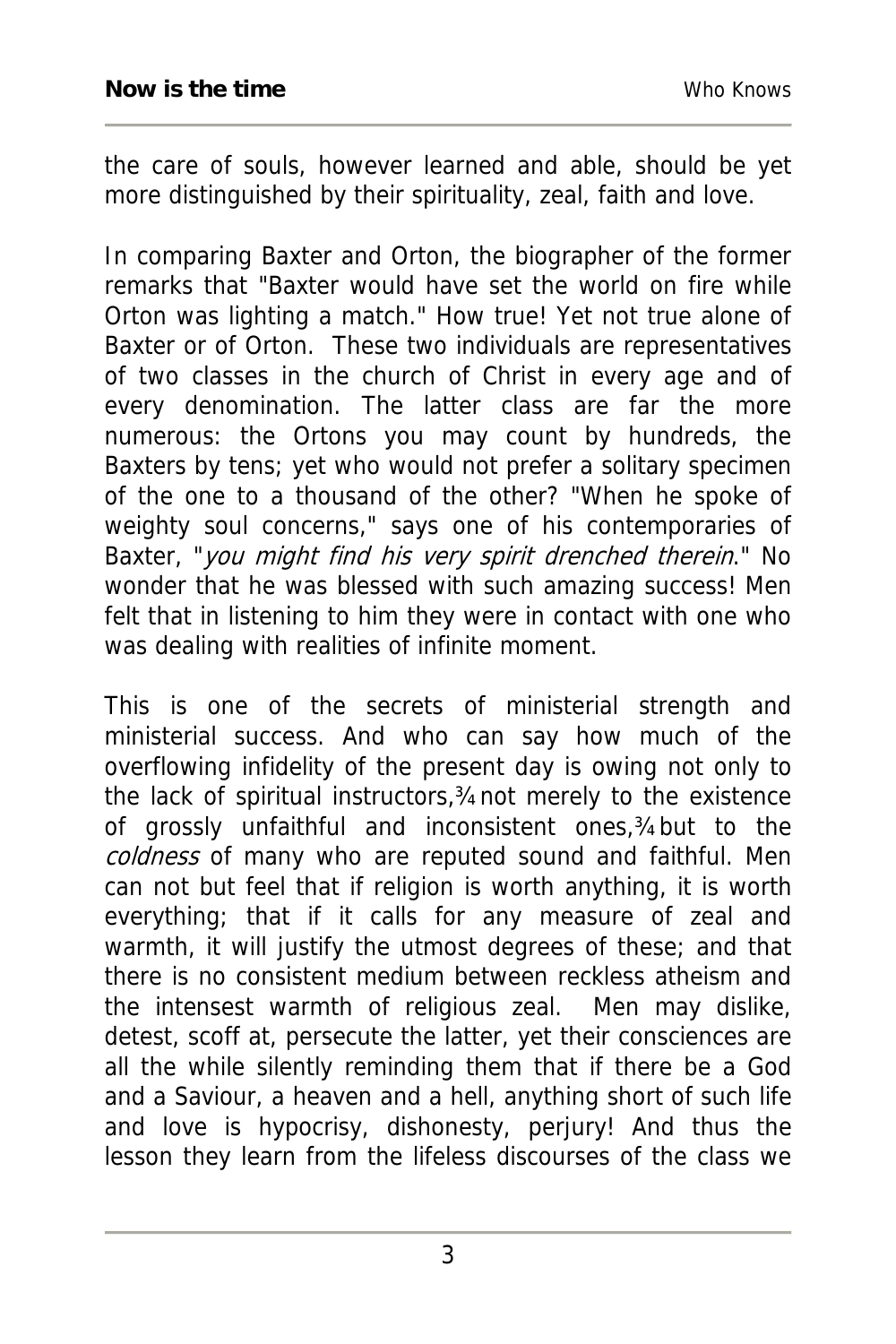the care of souls, however learned and able, should be yet more distinguished by their spirituality, zeal, faith and love.

In comparing Baxter and Orton, the biographer of the former remarks that "Baxter would have set the world on fire while Orton was lighting a match." How true! Yet not true alone of Baxter or of Orton. These two individuals are representatives of two classes in the church of Christ in every age and of every denomination. The latter class are far the more numerous: the Ortons you may count by hundreds, the Baxters by tens; yet who would not prefer a solitary specimen of the one to a thousand of the other? "When he spoke of weighty soul concerns," says one of his contemporaries of Baxter, "*you might find his very spirit drenched therein*." No wonder that he was blessed with such amazing success! Men felt that in listening to him they were in contact with one who was dealing with realities of infinite moment.

This is one of the secrets of ministerial strength and ministerial success. And who can say how much of the overflowing infidelity of the present day is owing not only to the lack of spiritual instructors,¾not merely to the existence of grossly unfaithful and inconsistent ones,¾but to the *coldness* of many who are reputed sound and faithful. Men can not but feel that if religion is worth anything, it is worth everything; that if it calls for any measure of zeal and warmth, it will justify the utmost degrees of these; and that there is no consistent medium between reckless atheism and the intensest warmth of religious zeal. Men may dislike, detest, scoff at, persecute the latter, yet their consciences are all the while silently reminding them that if there be a God and a Saviour, a heaven and a hell, anything short of such life and love is hypocrisy, dishonesty, perjury! And thus the lesson they learn from the lifeless discourses of the class we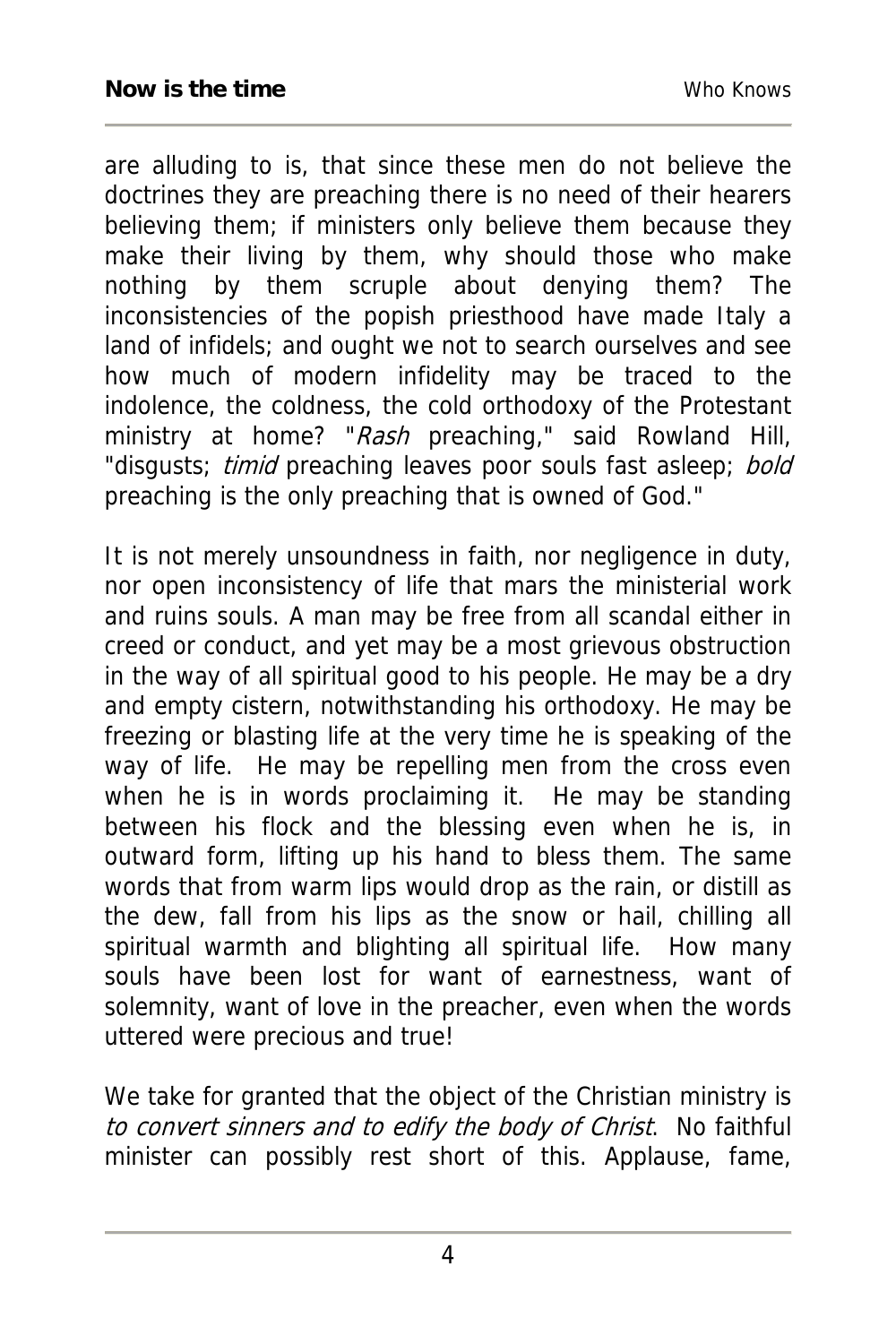are alluding to is, that since these men do not believe the doctrines they are preaching there is no need of their hearers believing them; if ministers only believe them because they make their living by them, why should those who make nothing by them scruple about denying them? The inconsistencies of the popish priesthood have made Italy a land of infidels; and ought we not to search ourselves and see how much of modern infidelity may be traced to the indolence, the coldness, the cold orthodoxy of the Protestant ministry at home? "*Rash* preaching," said Rowland Hill, "disgusts; *timid* preaching leaves poor souls fast asleep; *bold* preaching is the only preaching that is owned of God."

It is not merely unsoundness in faith, nor negligence in duty, nor open inconsistency of life that mars the ministerial work and ruins souls. A man may be free from all scandal either in creed or conduct, and yet may be a most grievous obstruction in the way of all spiritual good to his people. He may be a dry and empty cistern, notwithstanding his orthodoxy. He may be freezing or blasting life at the very time he is speaking of the way of life. He may be repelling men from the cross even when he is in words proclaiming it. He may be standing between his flock and the blessing even when he is, in outward form, lifting up his hand to bless them. The same words that from warm lips would drop as the rain, or distill as the dew, fall from his lips as the snow or hail, chilling all spiritual warmth and blighting all spiritual life. How many souls have been lost for want of earnestness, want of solemnity, want of love in the preacher, even when the words uttered were precious and true!

We take for granted that the object of the Christian ministry is *to convert sinners and to edify the body of Christ*. No faithful minister can possibly rest short of this. Applause, fame,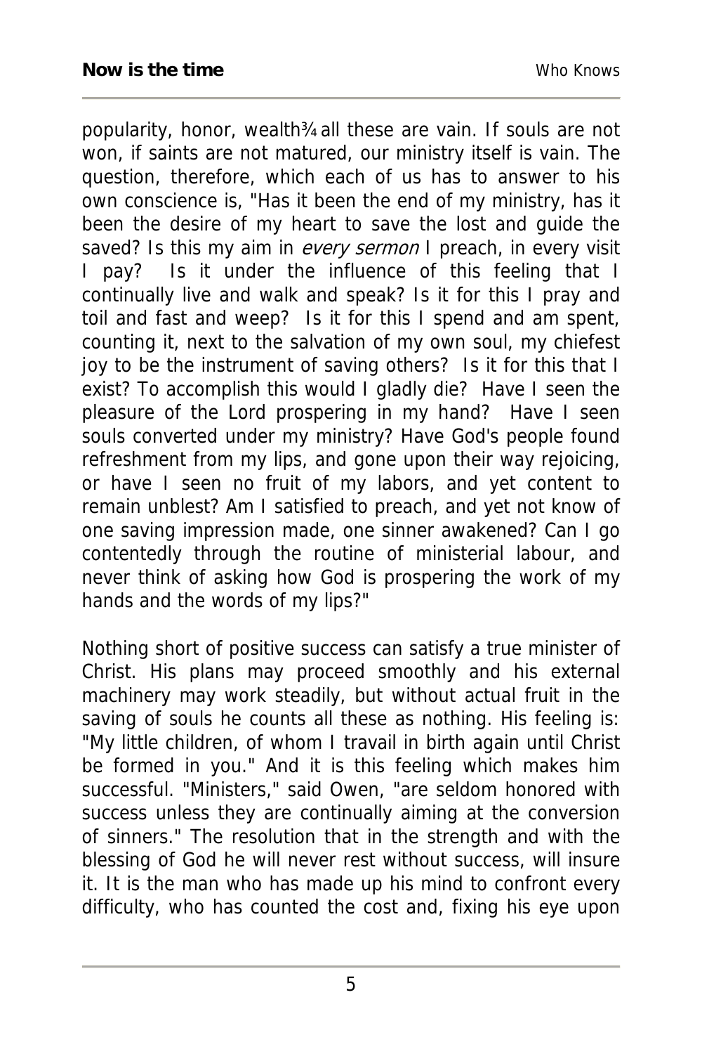popularity, honor, wealth¾ all these are vain. If souls are not won, if saints are not matured, our ministry itself is vain. The question, therefore, which each of us has to answer to his own conscience is, "Has it been the end of my ministry, has it been the desire of my heart to save the lost and guide the saved? Is this my aim in *every sermon* I preach, in every visit I pay? Is it under the influence of this feeling that I continually live and walk and speak? Is it for this I pray and toil and fast and weep? Is it for this I spend and am spent, counting it, next to the salvation of my own soul, my chiefest joy to be the instrument of saving others? Is it for this that I exist? To accomplish this would I gladly die? Have I seen the pleasure of the Lord prospering in my hand? Have I seen souls converted under my ministry? Have God's people found refreshment from my lips, and gone upon their way rejoicing, or have I seen no fruit of my labors, and yet content to remain unblest? Am I satisfied to preach, and yet not know of one saving impression made, one sinner awakened? Can I go contentedly through the routine of ministerial labour, and never think of asking how God is prospering the work of my hands and the words of my lips?"

Nothing short of positive success can satisfy a true minister of Christ. His plans may proceed smoothly and his external machinery may work steadily, but without actual fruit in the saving of souls he counts all these as nothing. His feeling is: "My little children, of whom I travail in birth again until Christ be formed in you." And it is this feeling which makes him successful. "Ministers," said Owen, "are seldom honored with success unless they are continually aiming at the conversion of sinners." The resolution that in the strength and with the blessing of God he will never rest without success, will insure it. It is the man who has made up his mind to confront every difficulty, who has counted the cost and, fixing his eye upon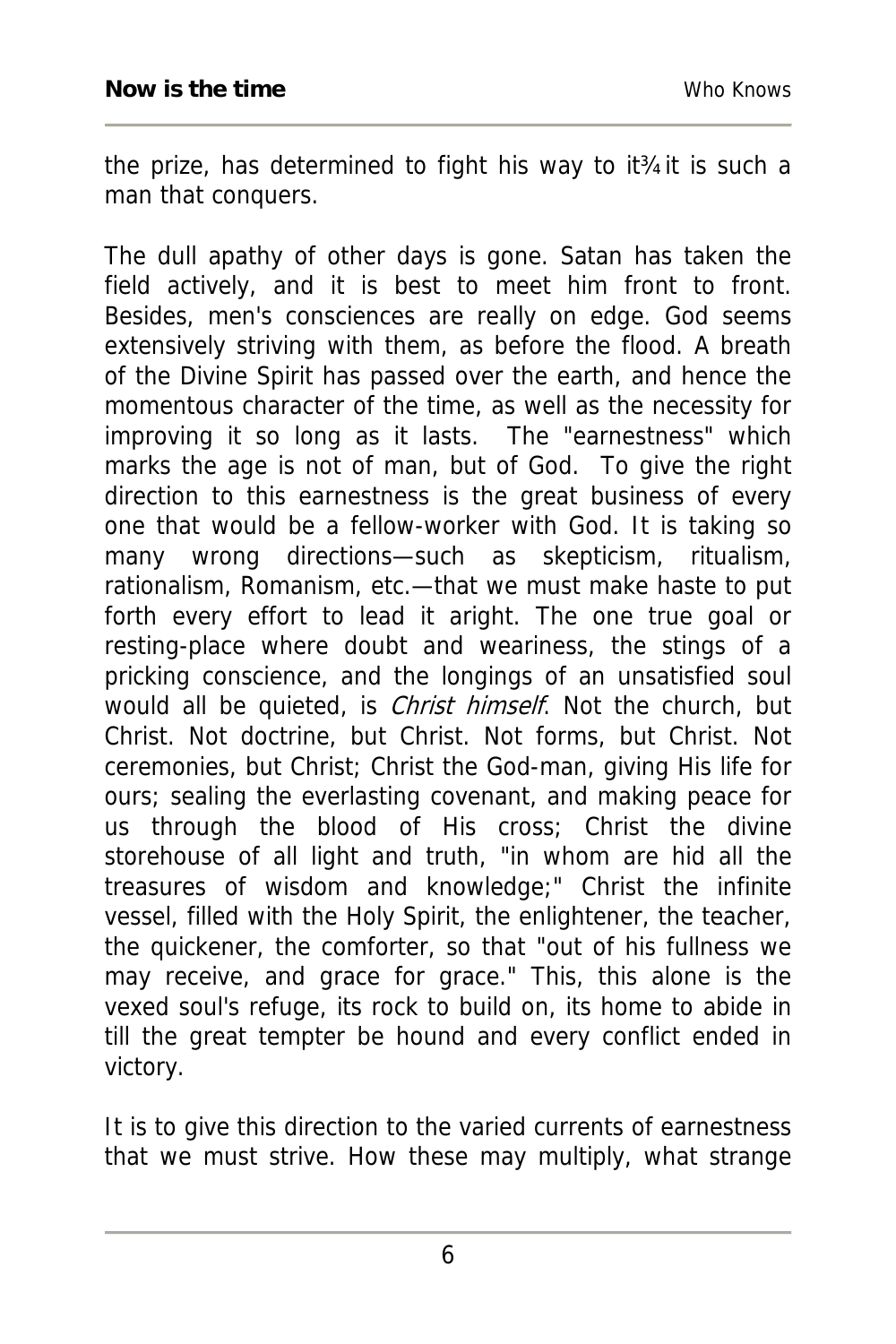the prize, has determined to fight his way to it¾ it is such a man that conquers.

The dull apathy of other days is gone. Satan has taken the field actively, and it is best to meet him front to front. Besides, men's consciences are really on edge. God seems extensively striving with them, as before the flood. A breath of the Divine Spirit has passed over the earth, and hence the momentous character of the time, as well as the necessity for improving it so long as it lasts. The "earnestness" which marks the age is not of man, but of God. To give the right direction to this earnestness is the great business of every one that would be a fellow-worker with God. It is taking so many wrong directions—such as skepticism, ritualism, rationalism, Romanism, etc.—that we must make haste to put forth every effort to lead it aright. The one true goal or resting-place where doubt and weariness, the stings of a pricking conscience, and the longings of an unsatisfied soul would all be quieted, is *Christ himself*. Not the church, but Christ. Not doctrine, but Christ. Not forms, but Christ. Not ceremonies, but Christ; Christ the God-man, giving His life for ours; sealing the everlasting covenant, and making peace for us through the blood of His cross; Christ the divine storehouse of all light and truth, "in whom are hid all the treasures of wisdom and knowledge;" Christ the infinite vessel, filled with the Holy Spirit, the enlightener, the teacher, the quickener, the comforter, so that "out of his fullness we may receive, and grace for grace." This, this alone is the vexed soul's refuge, its rock to build on, its home to abide in till the great tempter be hound and every conflict ended in victory.

It is to give this direction to the varied currents of earnestness that we must strive. How these may multiply, what strange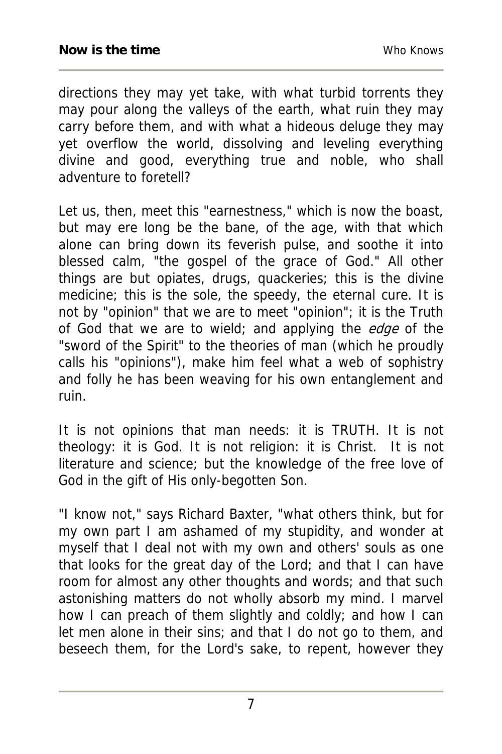directions they may yet take, with what turbid torrents they may pour along the valleys of the earth, what ruin they may carry before them, and with what a hideous deluge they may yet overflow the world, dissolving and leveling everything divine and good, everything true and noble, who shall adventure to foretell?

Let us, then, meet this "earnestness," which is now the boast, but may ere long be the bane, of the age, with that which alone can bring down its feverish pulse, and soothe it into blessed calm, "the gospel of the grace of God." All other things are but opiates, drugs, quackeries; this is the divine medicine; this is the sole, the speedy, the eternal cure. It is not by "opinion" that we are to meet "opinion"; it is the Truth of God that we are to wield; and applying the *edge* of the "sword of the Spirit" to the theories of man (which he proudly calls his "opinions"), make him feel what a web of sophistry and folly he has been weaving for his own entanglement and ruin.

It is not opinions that man needs: it is TRUTH. It is not theology: it is God. It is not religion: it is Christ. It is not literature and science; but the knowledge of the free love of God in the gift of His only-begotten Son.

"I know not," says Richard Baxter, "what others think, but for my own part I am ashamed of my stupidity, and wonder at myself that I deal not with my own and others' souls as one that looks for the great day of the Lord; and that I can have room for almost any other thoughts and words; and that such astonishing matters do not wholly absorb my mind. I marvel how I can preach of them slightly and coldly; and how I can let men alone in their sins; and that I do not go to them, and beseech them, for the Lord's sake, to repent, however they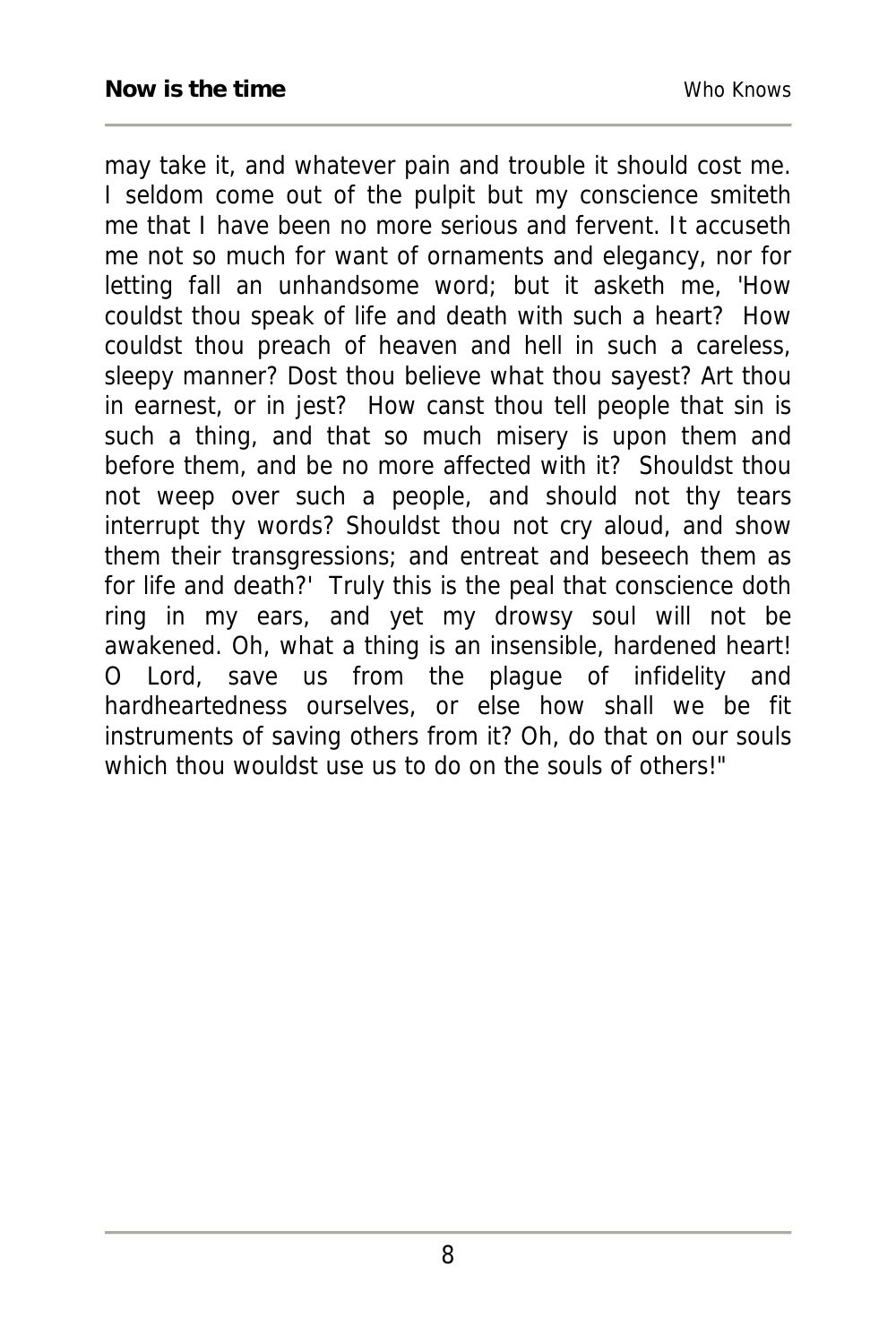may take it, and whatever pain and trouble it should cost me. I seldom come out of the pulpit but my conscience smiteth me that I have been no more serious and fervent. It accuseth me not so much for want of ornaments and elegancy, nor for letting fall an unhandsome word; but it asketh me, 'How couldst thou speak of life and death with such a heart? How couldst thou preach of heaven and hell in such a careless, sleepy manner? Dost thou believe what thou sayest? Art thou in earnest, or in jest? How canst thou tell people that sin is such a thing, and that so much misery is upon them and before them, and be no more affected with it? Shouldst thou not weep over such a people, and should not thy tears interrupt thy words? Shouldst thou not cry aloud, and show them their transgressions; and entreat and beseech them as for life and death?' Truly this is the peal that conscience doth ring in my ears, and yet my drowsy soul will not be awakened. Oh, what a thing is an insensible, hardened heart! O Lord, save us from the plague of infidelity and hardheartedness ourselves, or else how shall we be fit instruments of saving others from it? Oh, do that on our souls which thou wouldst use us to do on the souls of others!"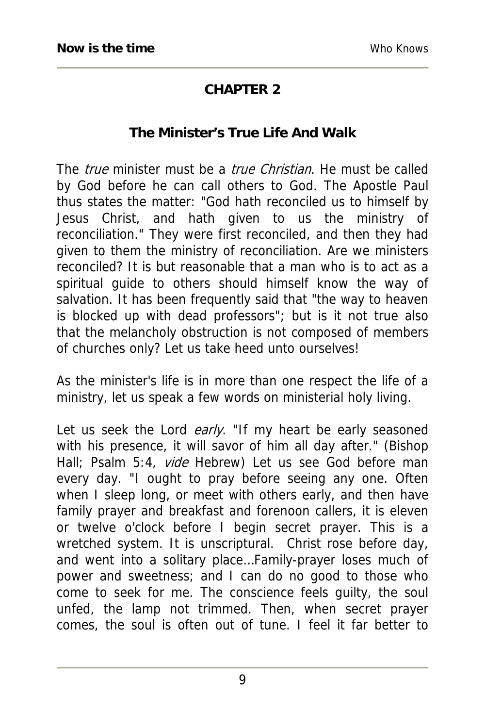## CHAPTER 2

### The Minister's True Life And Walk

The *true* minister must be a *true Christian*. He must be called by God before he can call others to God. The Apostle Paul thus states the matter: "God hath reconciled us to himself by Jesus Christ, and hath given to us the ministry of reconciliation." They were first reconciled, and then they had given to them the ministry of reconciliation. Are we ministers reconciled? It is but reasonable that a man who is to act as a spiritual guide to others should himself know the way of salvation. It has been frequently said that "the way to heaven is blocked up with dead professors"; but is it not true also that the melancholy obstruction is not composed of members of churches only? Let us take heed unto ourselves!

As the minister's life is in more than one respect the life of a ministry, let us speak a few words on ministerial holy living.

Let us seek the Lord *early*. "If my heart be early seasoned with his presence, it will savor of him all day after." (Bishop Hall; Psalm 5:4, *vide* Hebrew) Let us see God before man every day. "I ought to pray before seeing any one. Often when I sleep long, or meet with others early, and then have family prayer and breakfast and forenoon callers, it is eleven or twelve o'clock before I begin secret prayer. This is a wretched system. It is unscriptural. Christ rose before day, and went into a solitary place...Family-prayer loses much of power and sweetness; and I can do no good to those who come to seek for me. The conscience feels guilty, the soul unfed, the lamp not trimmed. Then, when secret prayer comes, the soul is often out of tune. I feel it far better to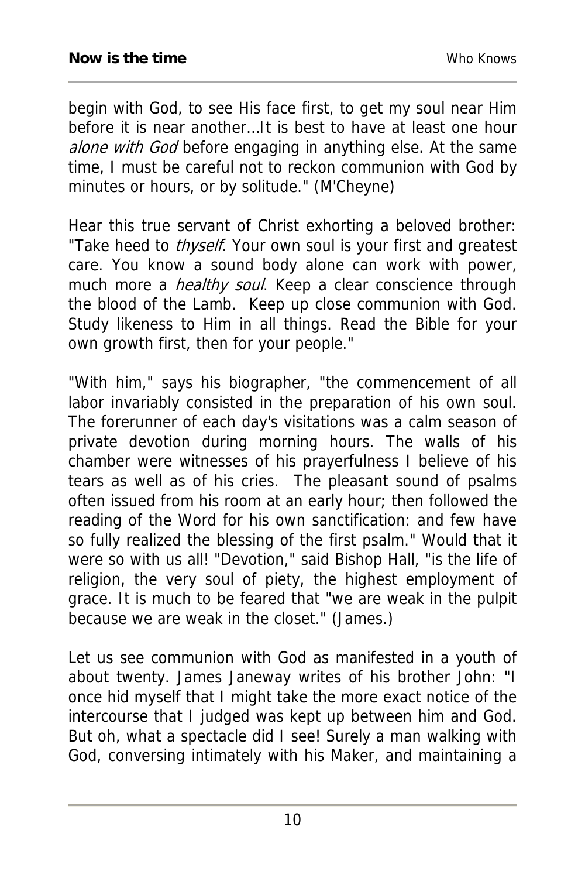begin with God, to see His face first, to get my soul near Him before it is near another…It is best to have at least one hour *alone with God* before engaging in anything else. At the same time, I must be careful not to reckon communion with God by minutes or hours, or by solitude." (M'Cheyne)

Hear this true servant of Christ exhorting a beloved brother: "Take heed to *thyself*. Your own soul is your first and greatest care. You know a sound body alone can work with power, much more a *healthy soul*. Keep a clear conscience through the blood of the Lamb. Keep up close communion with God. Study likeness to Him in all things. Read the Bible for your own growth first, then for your people."

"With him," says his biographer, "the commencement of all labor invariably consisted in the preparation of his own soul. The forerunner of each day's visitations was a calm season of private devotion during morning hours. The walls of his chamber were witnesses of his prayerfulness I believe of his tears as well as of his cries. The pleasant sound of psalms often issued from his room at an early hour; then followed the reading of the Word for his own sanctification: and few have so fully realized the blessing of the first psalm." Would that it were so with us all! "Devotion," said Bishop Hall, "is the life of religion, the very soul of piety, the highest employment of grace. It is much to be feared that "we are weak in the pulpit because we are weak in the closet." (James.)

Let us see communion with God as manifested in a youth of about twenty. James Janeway writes of his brother John: "I once hid myself that I might take the more exact notice of the intercourse that I judged was kept up between him and God. But oh, what a spectacle did I see! Surely a man walking with God, conversing intimately with his Maker, and maintaining a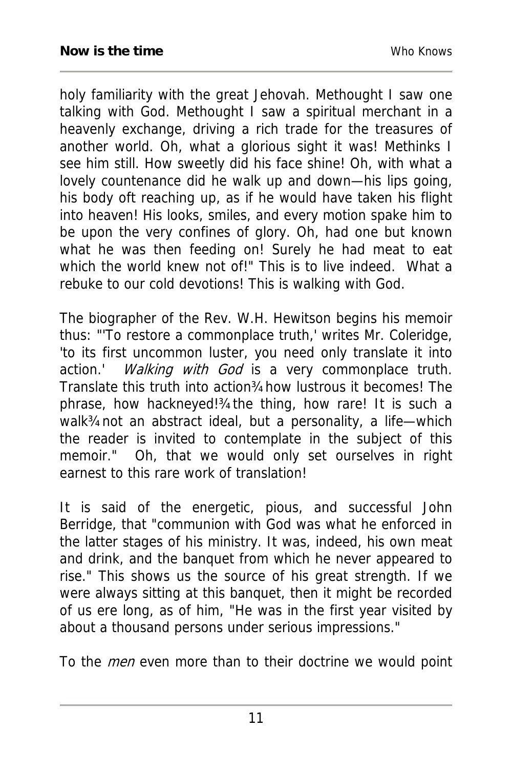holy familiarity with the great Jehovah. Methought I saw one talking with God. Methought I saw a spiritual merchant in a heavenly exchange, driving a rich trade for the treasures of another world. Oh, what a glorious sight it was! Methinks I see him still. How sweetly did his face shine! Oh, with what a lovely countenance did he walk up and down—his lips going, his body oft reaching up, as if he would have taken his flight into heaven! His looks, smiles, and every motion spake him to be upon the very confines of glory. Oh, had one but known what he was then feeding on! Surely he had meat to eat which the world knew not of!" This is to live indeed. What a rebuke to our cold devotions! This is walking with God.

The biographer of the Rev. W.H. Hewitson begins his memoir thus: "'To restore a commonplace truth,' writes Mr. Coleridge, 'to its first uncommon luster, you need only translate it into action.' *Walking with God* is a very commonplace truth. Translate this truth into action¾how lustrous it becomes! The phrase, how hackneyed!¾the thing, how rare! It is such a walk¾not an abstract ideal, but a personality, a life—which the reader is invited to contemplate in the subject of this memoir." Oh, that we would only set ourselves in right earnest to this rare work of translation!

It is said of the energetic, pious, and successful John Berridge, that "communion with God was what he enforced in the latter stages of his ministry. It was, indeed, his own meat and drink, and the banquet from which he never appeared to rise." This shows us the source of his great strength. If we were always sitting at this banquet, then it might be recorded of us ere long, as of him, "He was in the first year visited by about a thousand persons under serious impressions."

To the *men* even more than to their doctrine we would point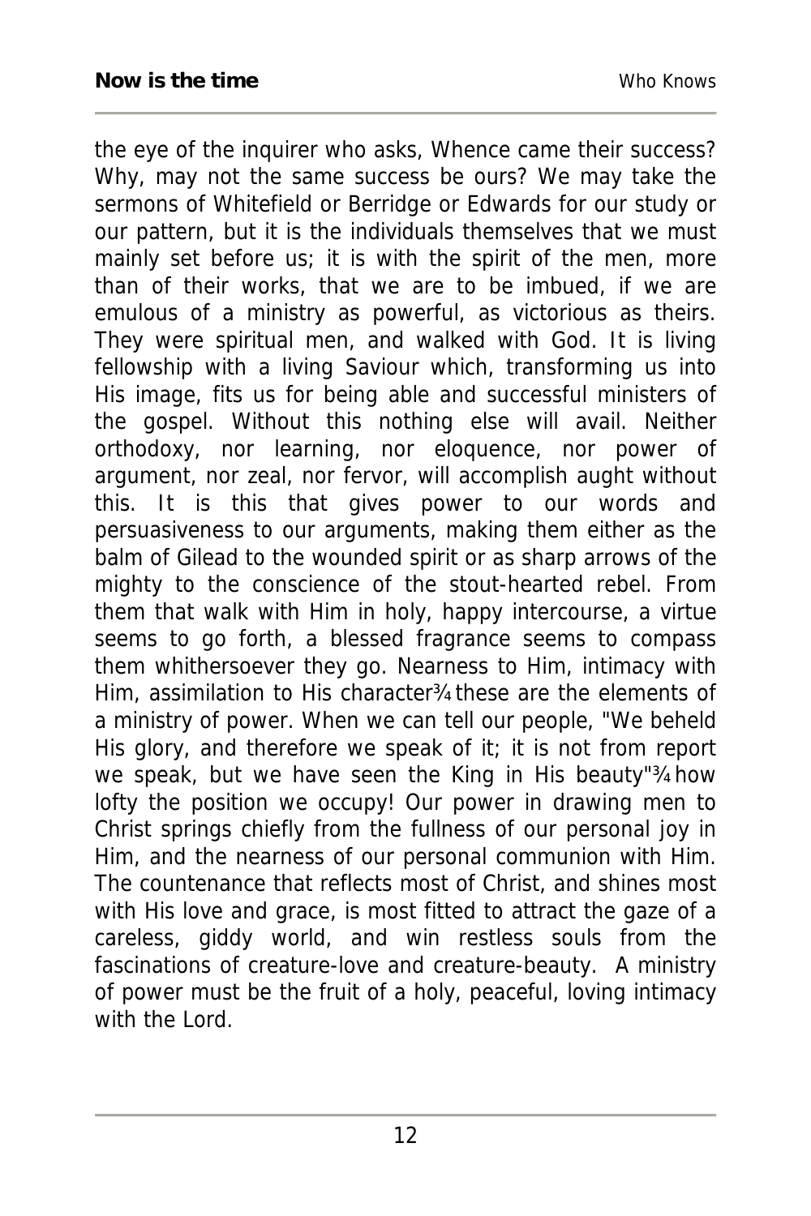the eye of the inquirer who asks, Whence came their success? Why, may not the same success be ours? We may take the sermons of Whitefield or Berridge or Edwards for our study or our pattern, but it is the individuals themselves that we must mainly set before us; it is with the spirit of the men, more than of their works, that we are to be imbued, if we are emulous of a ministry as powerful, as victorious as theirs. They were spiritual men, and walked with God. It is living fellowship with a living Saviour which, transforming us into His image, fits us for being able and successful ministers of the gospel. Without this nothing else will avail. Neither orthodoxy, nor learning, nor eloquence, nor power of argument, nor zeal, nor fervor, will accomplish aught without this. It is this that gives power to our words and persuasiveness to our arguments, making them either as the balm of Gilead to the wounded spirit or as sharp arrows of the mighty to the conscience of the stout-hearted rebel. From them that walk with Him in holy, happy intercourse, a virtue seems to go forth, a blessed fragrance seems to compass them whithersoever they go. Nearness to Him, intimacy with Him, assimilation to His character¾these are the elements of a ministry of power. When we can tell our people, "We beheld His glory, and therefore we speak of it; it is not from report we speak, but we have seen the King in His beauty"¾how lofty the position we occupy! Our power in drawing men to Christ springs chiefly from the fullness of our personal joy in Him, and the nearness of our personal communion with Him. The countenance that reflects most of Christ, and shines most with His love and grace, is most fitted to attract the gaze of a careless, giddy world, and win restless souls from the fascinations of creature-love and creature-beauty. A ministry of power must be the fruit of a holy, peaceful, loving intimacy with the Lord.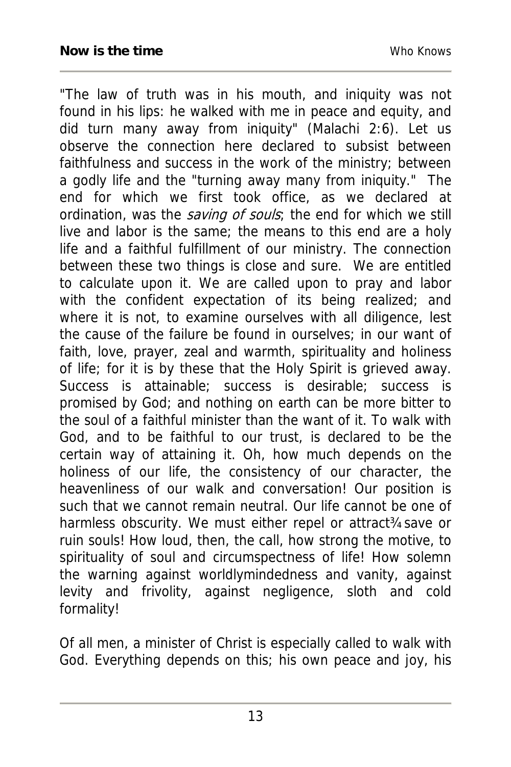"The law of truth was in his mouth, and iniquity was not found in his lips: he walked with me in peace and equity, and did turn many away from iniquity" (Malachi 2:6). Let us observe the connection here declared to subsist between faithfulness and success in the work of the ministry; between a godly life and the "turning away many from iniquity." The end for which we first took office, as we declared at ordination, was the *saving of souls*; the end for which we still live and labor is the same; the means to this end are a holy life and a faithful fulfillment of our ministry. The connection between these two things is close and sure. We are entitled to calculate upon it. We are called upon to pray and labor with the confident expectation of its being realized; and where it is not, to examine ourselves with all diligence, lest the cause of the failure be found in ourselves; in our want of faith, love, prayer, zeal and warmth, spirituality and holiness of life; for it is by these that the Holy Spirit is grieved away. Success is attainable; success is desirable; success is promised by God; and nothing on earth can be more bitter to the soul of a faithful minister than the want of it. To walk with God, and to be faithful to our trust, is declared to be the certain way of attaining it. Oh, how much depends on the holiness of our life, the consistency of our character, the heavenliness of our walk and conversation! Our position is such that we cannot remain neutral. Our life cannot be one of harmless obscurity. We must either repel or attract¾ save or ruin souls! How loud, then, the call, how strong the motive, to spirituality of soul and circumspectness of life! How solemn the warning against worldlymindedness and vanity, against levity and frivolity, against negligence, sloth and cold formality!

Of all men, a minister of Christ is especially called to walk with God. Everything depends on this; his own peace and joy, his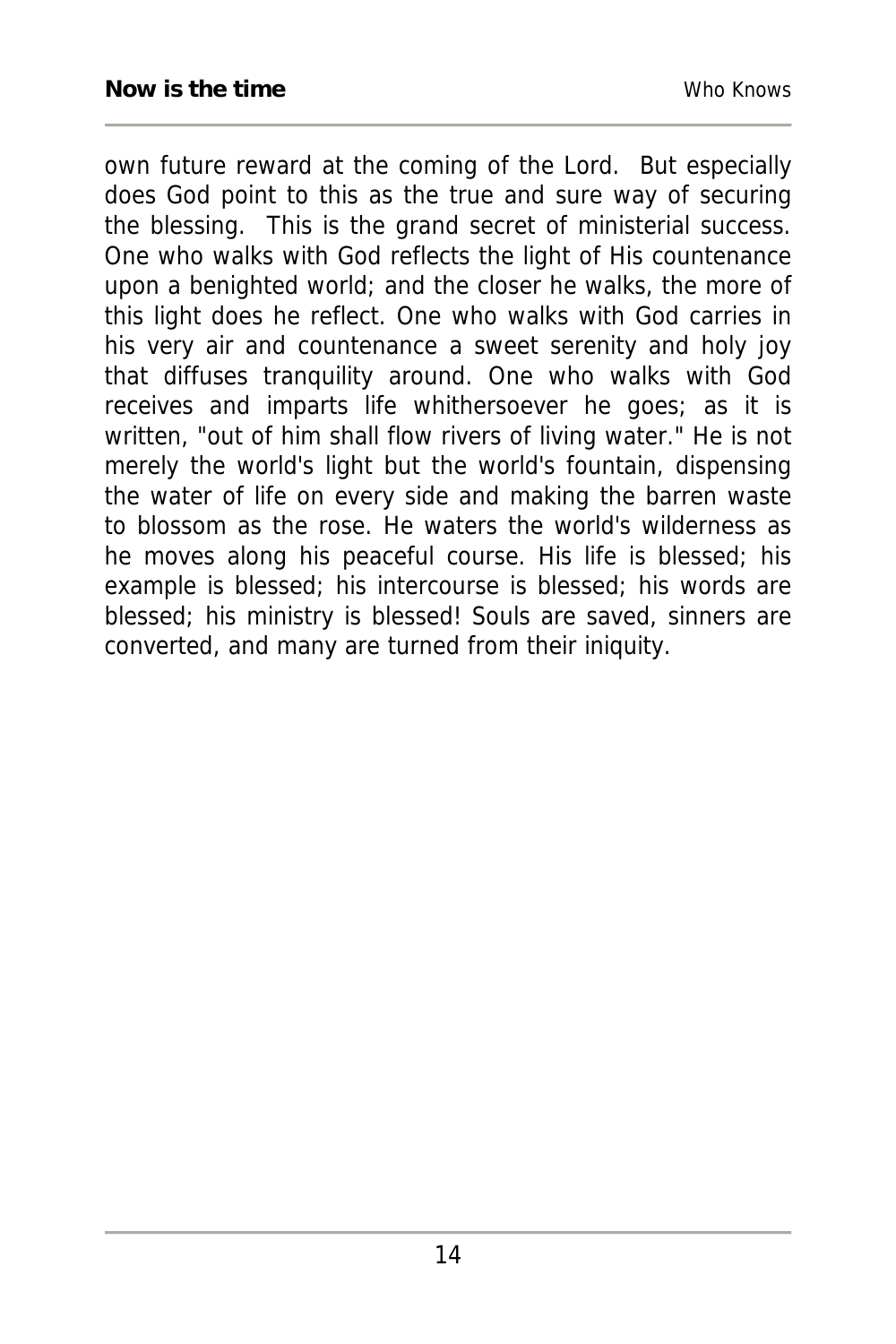own future reward at the coming of the Lord. But especially does God point to this as the true and sure way of securing the blessing. This is the grand secret of ministerial success. One who walks with God reflects the light of His countenance upon a benighted world; and the closer he walks, the more of this light does he reflect. One who walks with God carries in his very air and countenance a sweet serenity and holy joy that diffuses tranquility around. One who walks with God receives and imparts life whithersoever he goes; as it is written, "out of him shall flow rivers of living water." He is not merely the world's light but the world's fountain, dispensing the water of life on every side and making the barren waste to blossom as the rose. He waters the world's wilderness as he moves along his peaceful course. His life is blessed; his example is blessed; his intercourse is blessed; his words are blessed; his ministry is blessed! Souls are saved, sinners are converted, and many are turned from their iniquity.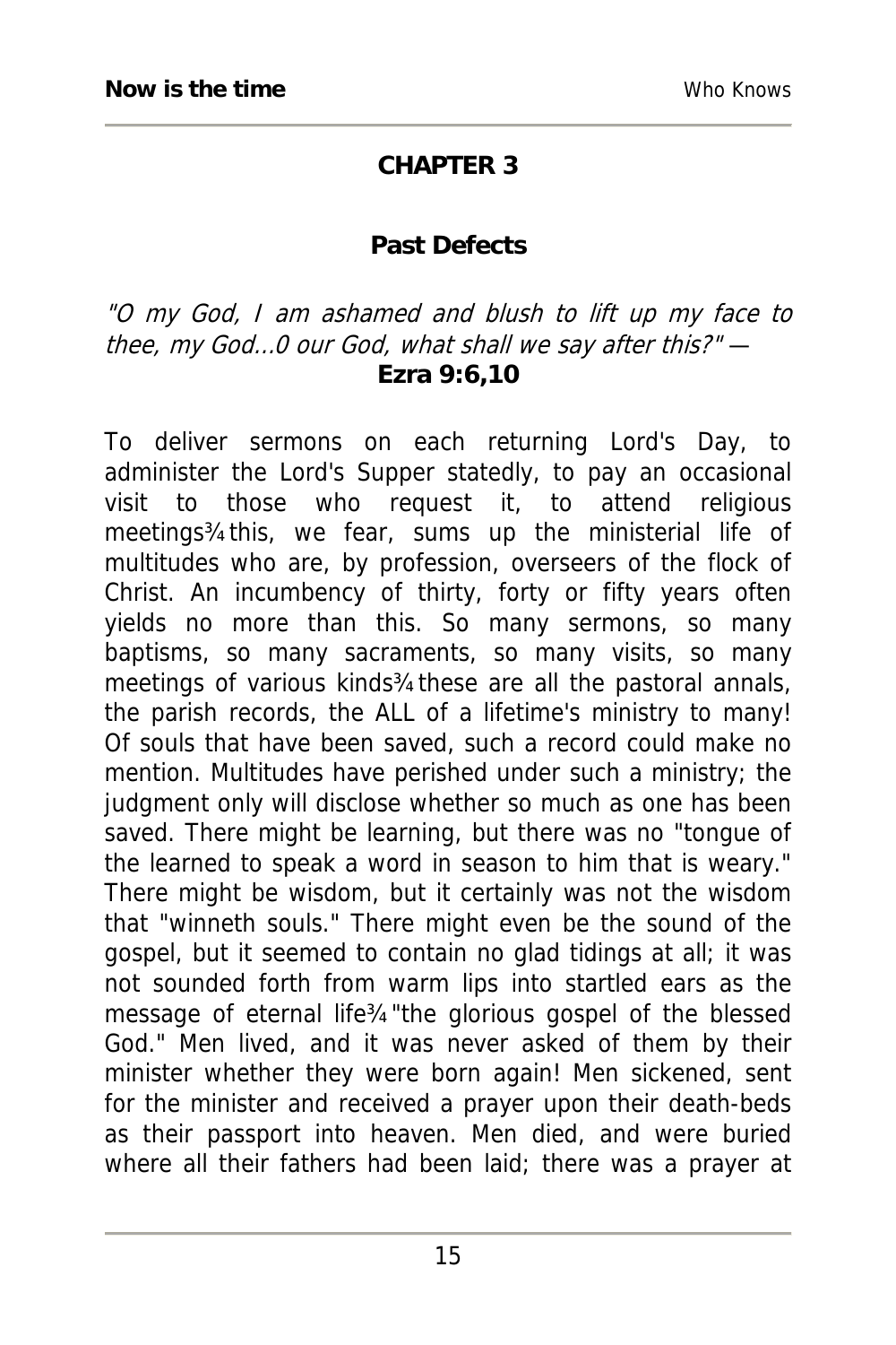## CHAPTER 3

### Past Defects

*"O my God, I am ashamed and blush to lift up my face to thee, my God...0 our God, what shall we say after this?"* —
**Ezra 9:6,10**

To deliver sermons on each returning Lord's Day, to administer the Lord's Supper statedly, to pay an occasional visit to those who request it, to attend religious meetings¾this, we fear, sums up the ministerial life of multitudes who are, by profession, overseers of the flock of Christ. An incumbency of thirty, forty or fifty years often yields no more than this. So many sermons, so many baptisms, so many sacraments, so many visits, so many meetings of various kinds¾these are all the pastoral annals, the parish records, the ALL of a lifetime's ministry to many! Of souls that have been saved, such a record could make no mention. Multitudes have perished under such a ministry; the judgment only will disclose whether so much as one has been saved. There might be learning, but there was no "tongue of the learned to speak a word in season to him that is weary." There might be wisdom, but it certainly was not the wisdom that "winneth souls." There might even be the sound of the gospel, but it seemed to contain no glad tidings at all; it was not sounded forth from warm lips into startled ears as the message of eternal life¾"the glorious gospel of the blessed God." Men lived, and it was never asked of them by their minister whether they were born again! Men sickened, sent for the minister and received a prayer upon their death-beds as their passport into heaven. Men died, and were buried where all their fathers had been laid; there was a prayer at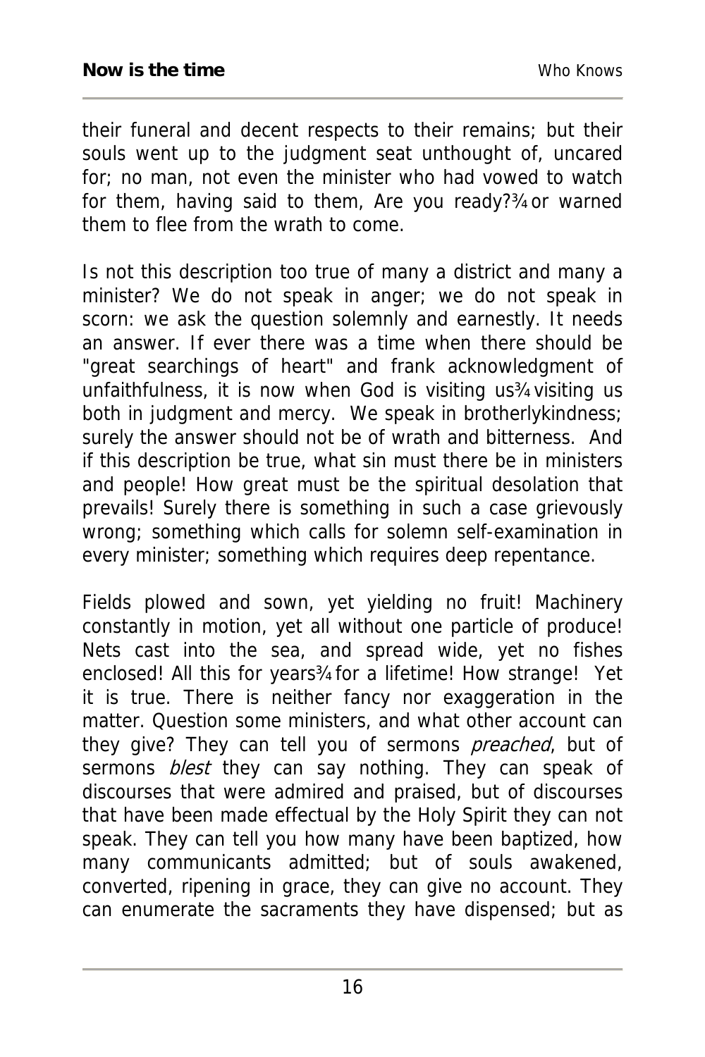their funeral and decent respects to their remains; but their souls went up to the judgment seat unthought of, uncared for; no man, not even the minister who had vowed to watch for them, having said to them, Are you ready?¾ or warned them to flee from the wrath to come.

Is not this description too true of many a district and many a minister? We do not speak in anger; we do not speak in scorn: we ask the question solemnly and earnestly. It needs an answer. If ever there was a time when there should be "great searchings of heart" and frank acknowledgment of unfaithfulness, it is now when God is visiting us¾ visiting us both in judgment and mercy. We speak in brotherlykindness; surely the answer should not be of wrath and bitterness. And if this description be true, what sin must there be in ministers and people! How great must be the spiritual desolation that prevails! Surely there is something in such a case grievously wrong; something which calls for solemn self-examination in every minister; something which requires deep repentance.

Fields plowed and sown, yet yielding no fruit! Machinery constantly in motion, yet all without one particle of produce! Nets cast into the sea, and spread wide, yet no fishes enclosed! All this for years¾ for a lifetime! How strange! Yet it is true. There is neither fancy nor exaggeration in the matter. Question some ministers, and what other account can they give? They can tell you of sermons *preached*, but of sermons *blest* they can say nothing. They can speak of discourses that were admired and praised, but of discourses that have been made effectual by the Holy Spirit they can not speak. They can tell you how many have been baptized, how many communicants admitted; but of souls awakened, converted, ripening in grace, they can give no account. They can enumerate the sacraments they have dispensed; but as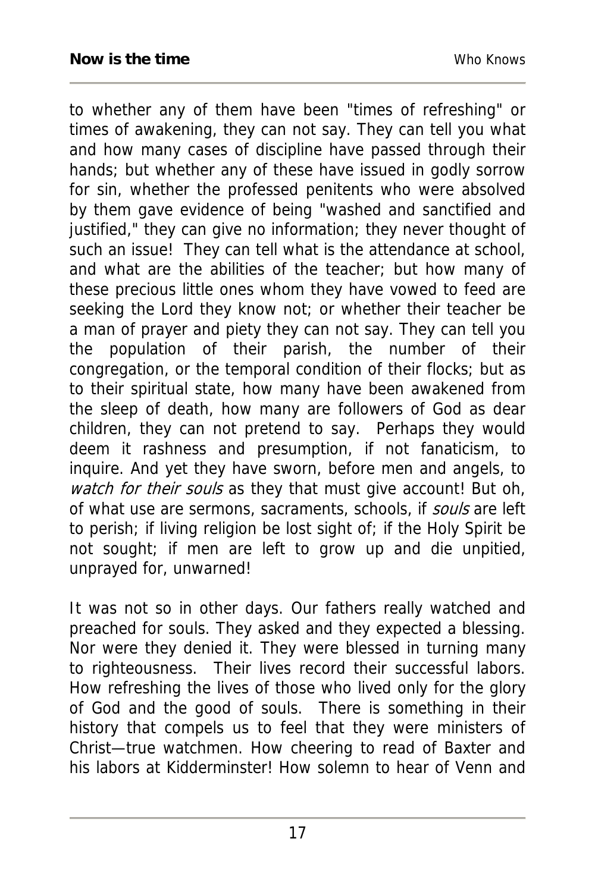to whether any of them have been "times of refreshing" or times of awakening, they can not say. They can tell you what and how many cases of discipline have passed through their hands; but whether any of these have issued in godly sorrow for sin, whether the professed penitents who were absolved by them gave evidence of being "washed and sanctified and justified," they can give no information; they never thought of such an issue! They can tell what is the attendance at school, and what are the abilities of the teacher; but how many of these precious little ones whom they have vowed to feed are seeking the Lord they know not; or whether their teacher be a man of prayer and piety they can not say. They can tell you the population of their parish, the number of their congregation, or the temporal condition of their flocks; but as to their spiritual state, how many have been awakened from the sleep of death, how many are followers of God as dear children, they can not pretend to say. Perhaps they would deem it rashness and presumption, if not fanaticism, to inquire. And yet they have sworn, before men and angels, to *watch for their souls* as they that must give account! But oh, of what use are sermons, sacraments, schools, if *souls* are left to perish; if living religion be lost sight of; if the Holy Spirit be not sought; if men are left to grow up and die unpitied, unprayed for, unwarned!

It was not so in other days. Our fathers really watched and preached for souls. They asked and they expected a blessing. Nor were they denied it. They were blessed in turning many to righteousness. Their lives record their successful labors. How refreshing the lives of those who lived only for the glory of God and the good of souls. There is something in their history that compels us to feel that they were ministers of Christ—true watchmen. How cheering to read of Baxter and his labors at Kidderminster! How solemn to hear of Venn and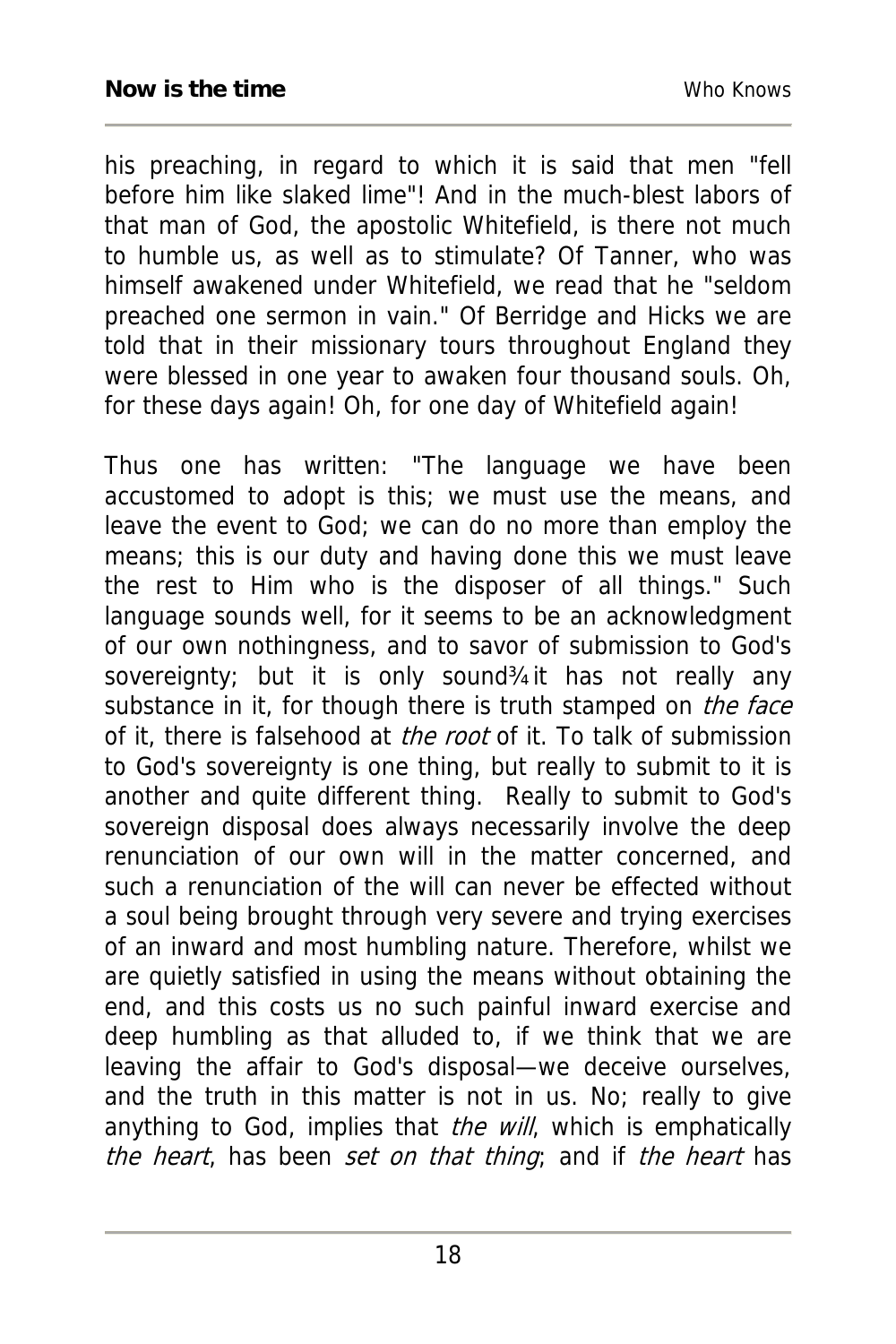his preaching, in regard to which it is said that men "fell before him like slaked lime"! And in the much-blest labors of that man of God, the apostolic Whitefield, is there not much to humble us, as well as to stimulate? Of Tanner, who was himself awakened under Whitefield, we read that he "seldom preached one sermon in vain." Of Berridge and Hicks we are told that in their missionary tours throughout England they were blessed in one year to awaken four thousand souls. Oh, for these days again! Oh, for one day of Whitefield again!

Thus one has written: "The language we have been accustomed to adopt is this; we must use the means, and leave the event to God; we can do no more than employ the means; this is our duty and having done this we must leave the rest to Him who is the disposer of all things." Such language sounds well, for it seems to be an acknowledgment of our own nothingness, and to savor of submission to God's sovereignty; but it is only sound¾it has not really any substance in it, for though there is truth stamped on *the face* of it, there is falsehood at *the root* of it. To talk of submission to God's sovereignty is one thing, but really to submit to it is another and quite different thing. Really to submit to God's sovereign disposal does always necessarily involve the deep renunciation of our own will in the matter concerned, and such a renunciation of the will can never be effected without a soul being brought through very severe and trying exercises of an inward and most humbling nature. Therefore, whilst we are quietly satisfied in using the means without obtaining the end, and this costs us no such painful inward exercise and deep humbling as that alluded to, if we think that we are leaving the affair to God's disposal—we deceive ourselves, and the truth in this matter is not in us. No; really to give anything to God, implies that *the will*, which is emphatically *the heart*, has been *set on that thing*; and if *the heart* has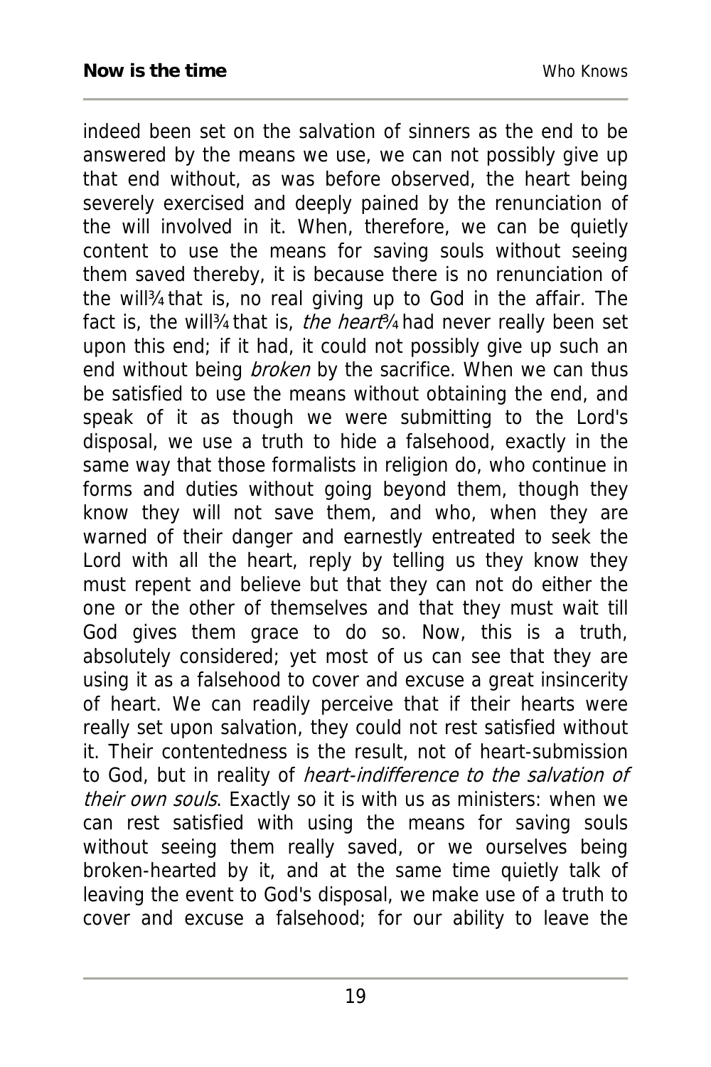indeed been set on the salvation of sinners as the end to be answered by the means we use, we can not possibly give up that end without, as was before observed, the heart being severely exercised and deeply pained by the renunciation of the will involved in it. When, therefore, we can be quietly content to use the means for saving souls without seeing them saved thereby, it is because there is no renunciation of the will¾ that is, no real giving up to God in the affair. The fact is, the will¾ that is, *the heart*¾ had never really been set upon this end; if it had, it could not possibly give up such an end without being *broken* by the sacrifice. When we can thus be satisfied to use the means without obtaining the end, and speak of it as though we were submitting to the Lord's disposal, we use a truth to hide a falsehood, exactly in the same way that those formalists in religion do, who continue in forms and duties without going beyond them, though they know they will not save them, and who, when they are warned of their danger and earnestly entreated to seek the Lord with all the heart, reply by telling us they know they must repent and believe but that they can not do either the one or the other of themselves and that they must wait till God gives them grace to do so. Now, this is a truth, absolutely considered; yet most of us can see that they are using it as a falsehood to cover and excuse a great insincerity of heart. We can readily perceive that if their hearts were really set upon salvation, they could not rest satisfied without it. Their contentedness is the result, not of heart-submission to God, but in reality of *heart-indifference to the salvation of their own souls*. Exactly so it is with us as ministers: when we can rest satisfied with using the means for saving souls without seeing them really saved, or we ourselves being broken-hearted by it, and at the same time quietly talk of leaving the event to God's disposal, we make use of a truth to cover and excuse a falsehood; for our ability to leave the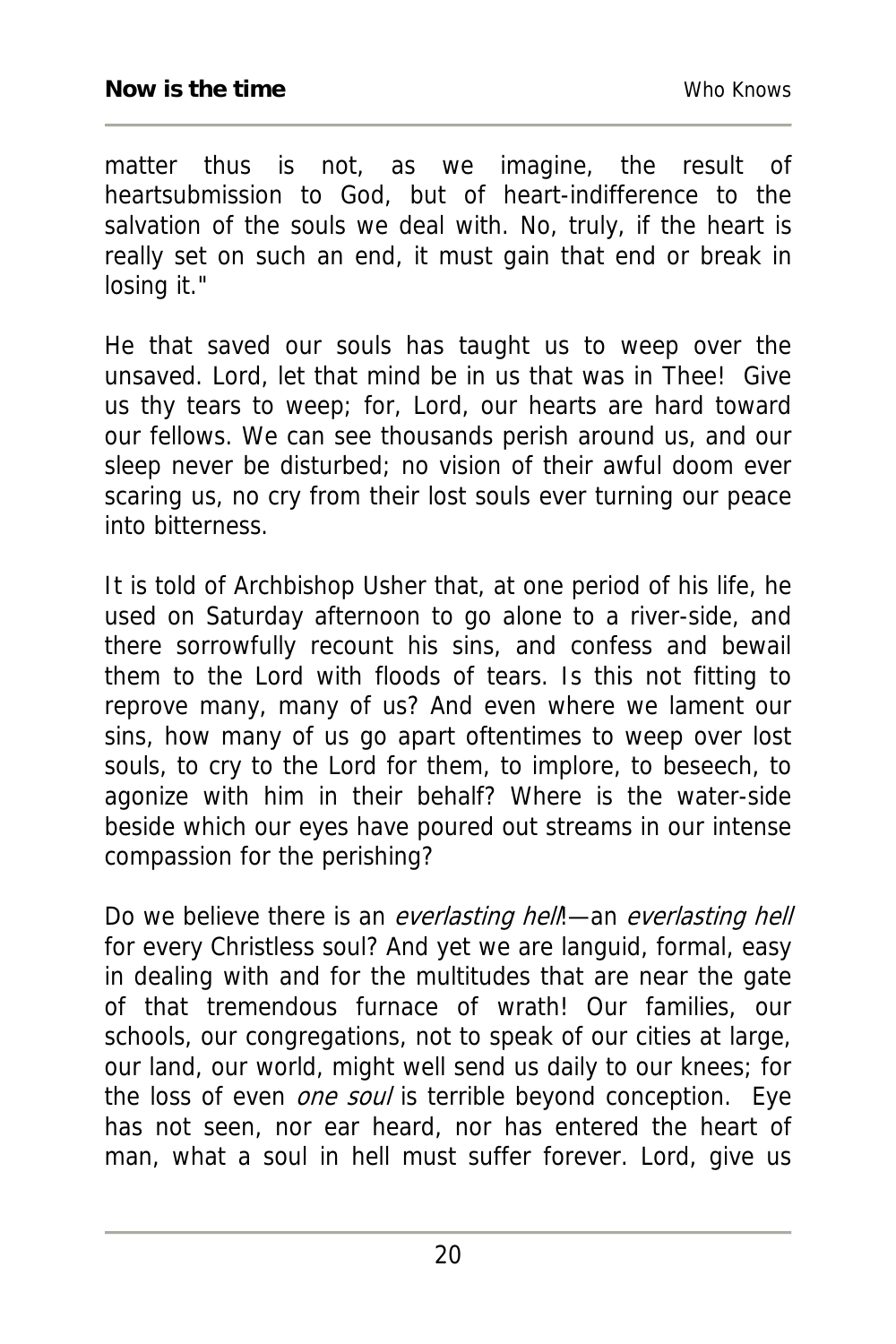matter thus is not, as we imagine, the result of heartsubmission to God, but of heart-indifference to the salvation of the souls we deal with. No, truly, if the heart is really set on such an end, it must gain that end or break in losing it."

He that saved our souls has taught us to weep over the unsaved. Lord, let that mind be in us that was in Thee! Give us thy tears to weep; for, Lord, our hearts are hard toward our fellows. We can see thousands perish around us, and our sleep never be disturbed; no vision of their awful doom ever scaring us, no cry from their lost souls ever turning our peace into bitterness.

It is told of Archbishop Usher that, at one period of his life, he used on Saturday afternoon to go alone to a river-side, and there sorrowfully recount his sins, and confess and bewail them to the Lord with floods of tears. Is this not fitting to reprove many, many of us? And even where we lament our sins, how many of us go apart oftentimes to weep over lost souls, to cry to the Lord for them, to implore, to beseech, to agonize with him in their behalf? Where is the water-side beside which our eyes have poured out streams in our intense compassion for the perishing?

Do we believe there is an *everlasting hell*!—an *everlasting hell* for every Christless soul? And yet we are languid, formal, easy in dealing with and for the multitudes that are near the gate of that tremendous furnace of wrath! Our families, our schools, our congregations, not to speak of our cities at large, our land, our world, might well send us daily to our knees; for the loss of even *one soul* is terrible beyond conception. Eye has not seen, nor ear heard, nor has entered the heart of man, what a soul in hell must suffer forever. Lord, give us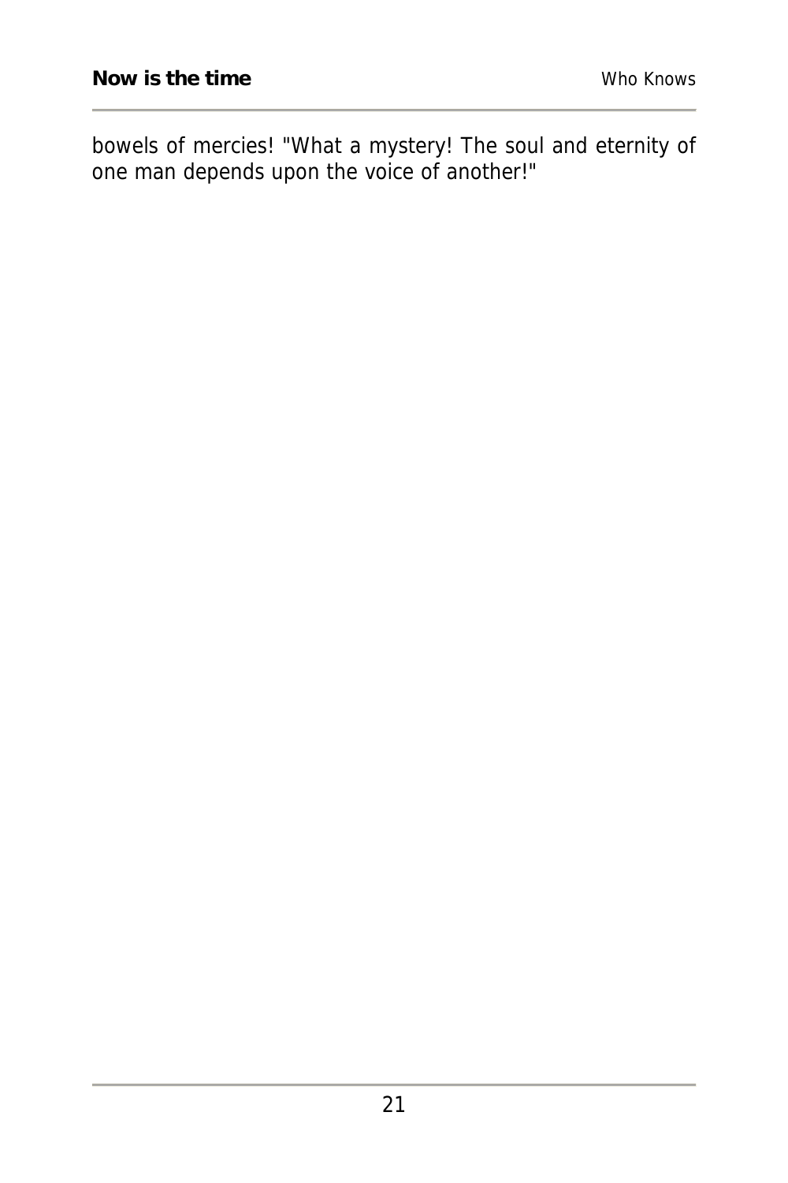bowels of mercies! "What a mystery! The soul and eternity of one man depends upon the voice of another!"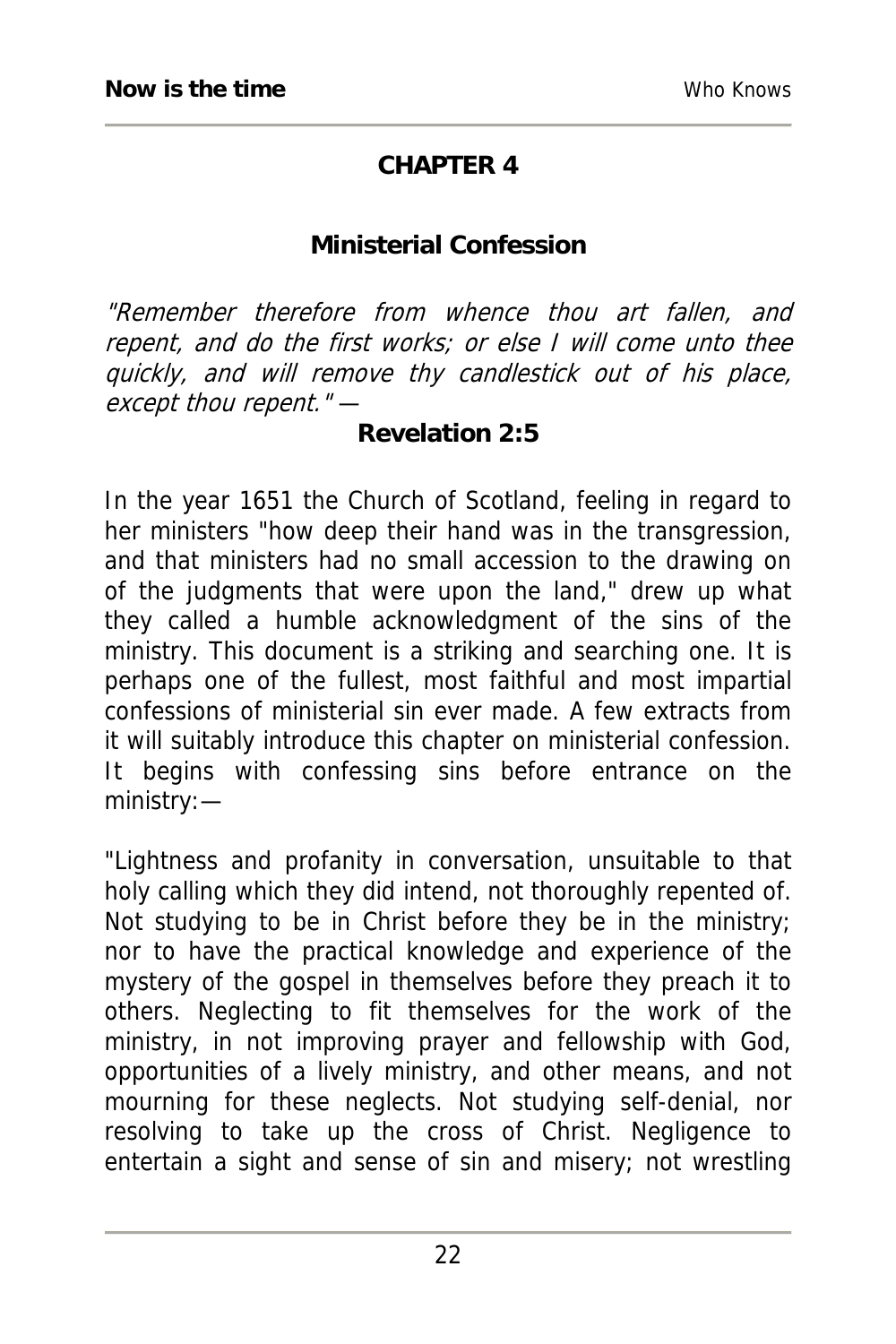# CHAPTER 4

## Ministerial Confession

*"Remember therefore from whence thou art fallen, and repent, and do the first works; or else I will come unto thee quickly, and will remove thy candlestick out of his place, except thou repent."* —

**Revelation 2:5**

In the year 1651 the Church of Scotland, feeling in regard to her ministers "how deep their hand was in the transgression, and that ministers had no small accession to the drawing on of the judgments that were upon the land," drew up what they called a humble acknowledgment of the sins of the ministry. This document is a striking and searching one. It is perhaps one of the fullest, most faithful and most impartial confessions of ministerial sin ever made. A few extracts from it will suitably introduce this chapter on ministerial confession. It begins with confessing sins before entrance on the ministry:—

"Lightness and profanity in conversation, unsuitable to that holy calling which they did intend, not thoroughly repented of. Not studying to be in Christ before they be in the ministry; nor to have the practical knowledge and experience of the mystery of the gospel in themselves before they preach it to others. Neglecting to fit themselves for the work of the ministry, in not improving prayer and fellowship with God, opportunities of a lively ministry, and other means, and not mourning for these neglects. Not studying self-denial, nor resolving to take up the cross of Christ. Negligence to entertain a sight and sense of sin and misery; not wrestling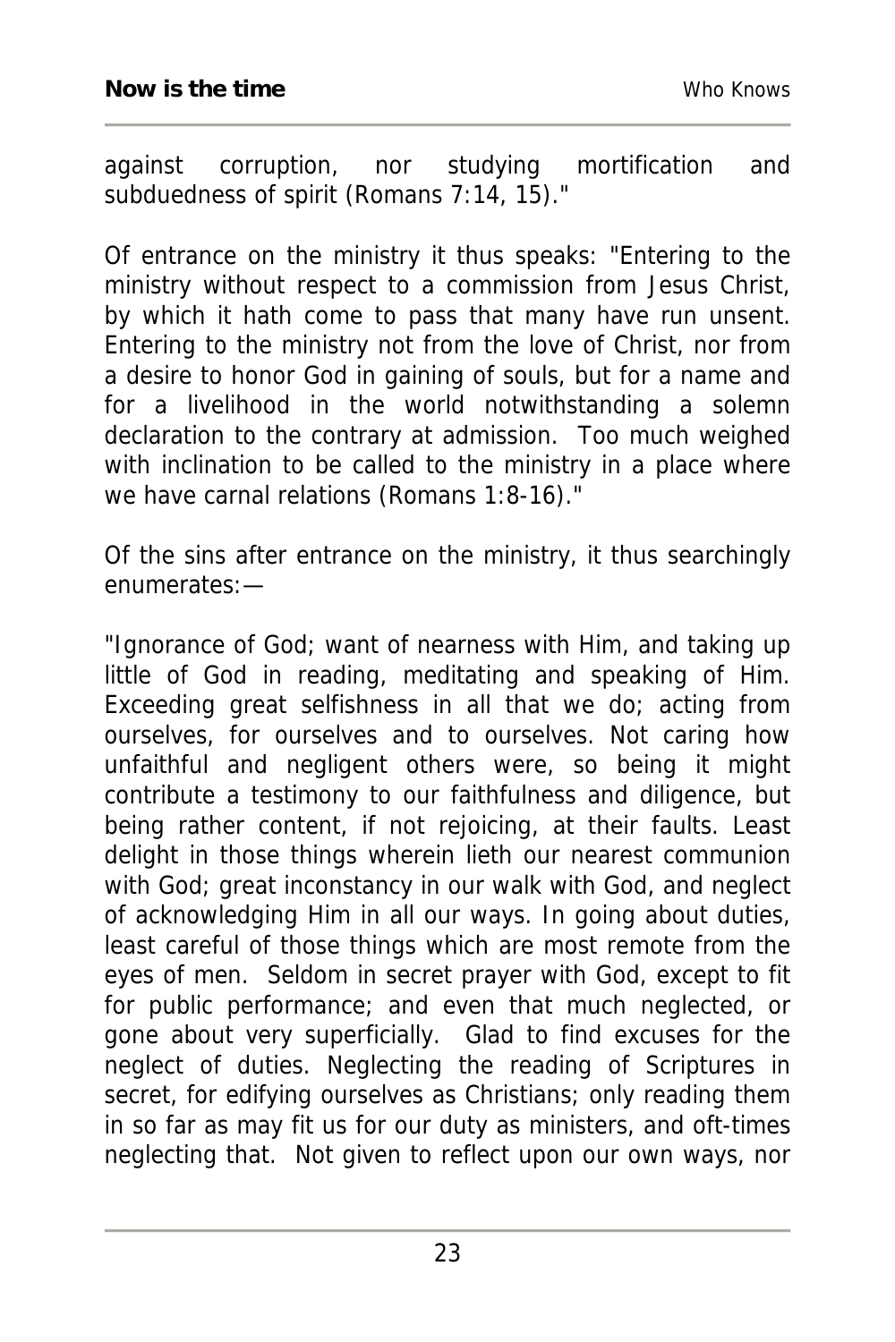against corruption, nor studying mortification and subduedness of spirit (Romans 7:14, 15)."

Of entrance on the ministry it thus speaks: "Entering to the ministry without respect to a commission from Jesus Christ, by which it hath come to pass that many have run unsent. Entering to the ministry not from the love of Christ, nor from a desire to honor God in gaining of souls, but for a name and for a livelihood in the world notwithstanding a solemn declaration to the contrary at admission. Too much weighed with inclination to be called to the ministry in a place where we have carnal relations (Romans 1:8-16)."

Of the sins after entrance on the ministry, it thus searchingly enumerates:—

"Ignorance of God; want of nearness with Him, and taking up little of God in reading, meditating and speaking of Him. Exceeding great selfishness in all that we do; acting from ourselves, for ourselves and to ourselves. Not caring how unfaithful and negligent others were, so being it might contribute a testimony to our faithfulness and diligence, but being rather content, if not rejoicing, at their faults. Least delight in those things wherein lieth our nearest communion with God; great inconstancy in our walk with God, and neglect of acknowledging Him in all our ways. In going about duties, least careful of those things which are most remote from the eyes of men. Seldom in secret prayer with God, except to fit for public performance; and even that much neglected, or gone about very superficially. Glad to find excuses for the neglect of duties. Neglecting the reading of Scriptures in secret, for edifying ourselves as Christians; only reading them in so far as may fit us for our duty as ministers, and oft-times neglecting that. Not given to reflect upon our own ways, nor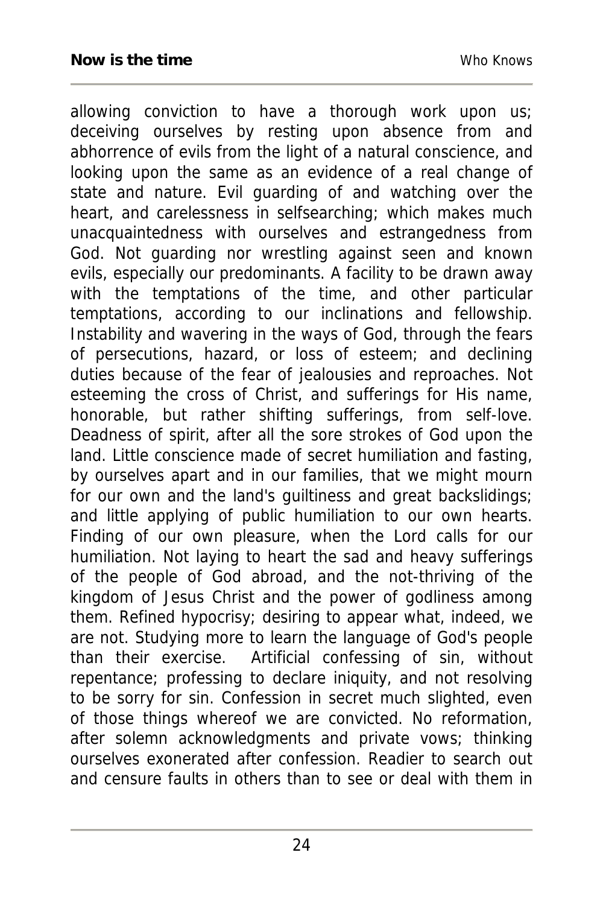allowing conviction to have a thorough work upon us; deceiving ourselves by resting upon absence from and abhorrence of evils from the light of a natural conscience, and looking upon the same as an evidence of a real change of state and nature. Evil guarding of and watching over the heart, and carelessness in selfsearching; which makes much unacquaintedness with ourselves and estrangedness from God. Not guarding nor wrestling against seen and known evils, especially our predominants. A facility to be drawn away with the temptations of the time, and other particular temptations, according to our inclinations and fellowship. Instability and wavering in the ways of God, through the fears of persecutions, hazard, or loss of esteem; and declining duties because of the fear of jealousies and reproaches. Not esteeming the cross of Christ, and sufferings for His name, honorable, but rather shifting sufferings, from self-love. Deadness of spirit, after all the sore strokes of God upon the land. Little conscience made of secret humiliation and fasting, by ourselves apart and in our families, that we might mourn for our own and the land's guiltiness and great backslidings; and little applying of public humiliation to our own hearts. Finding of our own pleasure, when the Lord calls for our humiliation. Not laying to heart the sad and heavy sufferings of the people of God abroad, and the not-thriving of the kingdom of Jesus Christ and the power of godliness among them. Refined hypocrisy; desiring to appear what, indeed, we are not. Studying more to learn the language of God's people than their exercise. Artificial confessing of sin, without repentance; professing to declare iniquity, and not resolving to be sorry for sin. Confession in secret much slighted, even of those things whereof we are convicted. No reformation, after solemn acknowledgments and private vows; thinking ourselves exonerated after confession. Readier to search out and censure faults in others than to see or deal with them in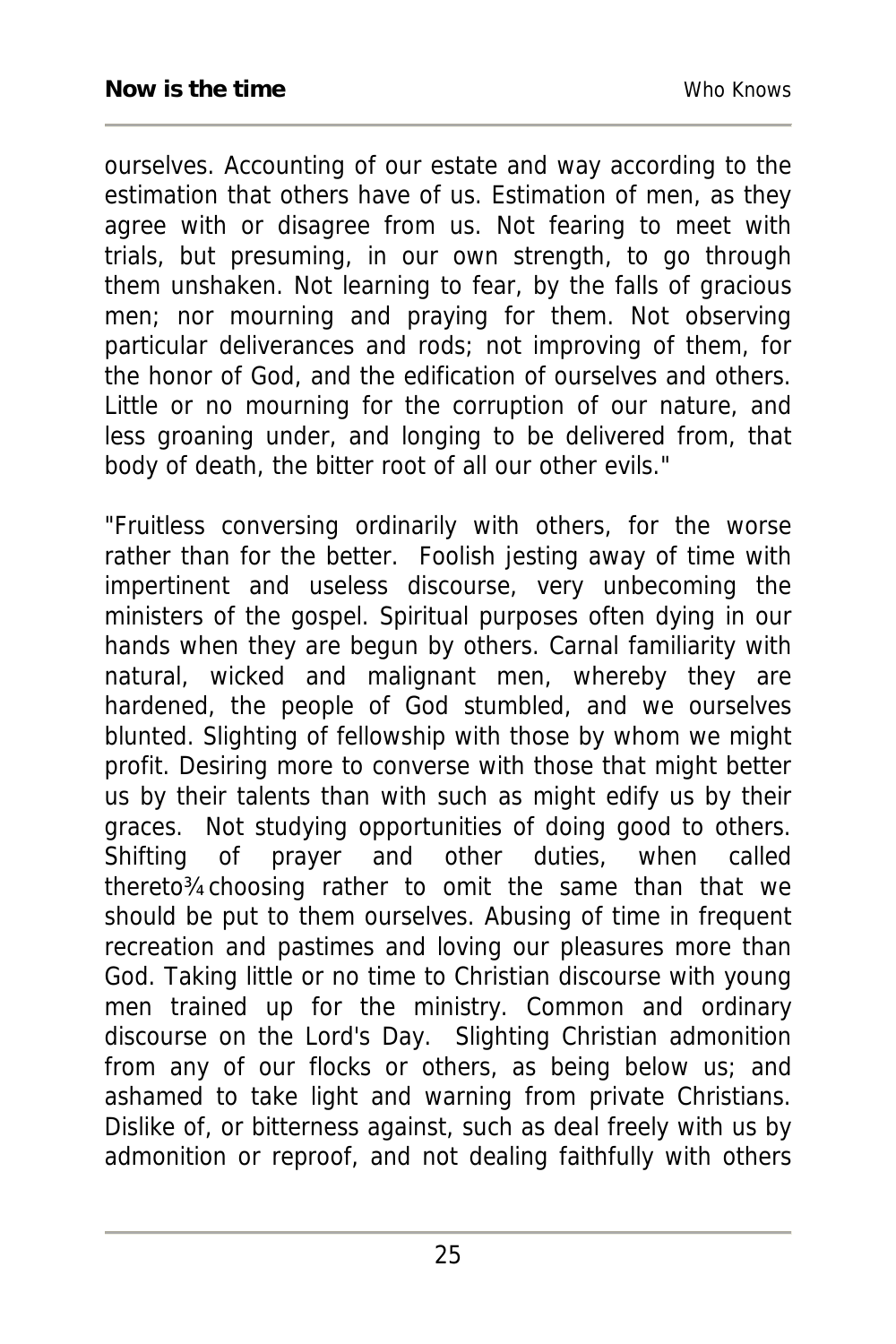ourselves. Accounting of our estate and way according to the estimation that others have of us. Estimation of men, as they agree with or disagree from us. Not fearing to meet with trials, but presuming, in our own strength, to go through them unshaken. Not learning to fear, by the falls of gracious men; nor mourning and praying for them. Not observing particular deliverances and rods; not improving of them, for the honor of God, and the edification of ourselves and others. Little or no mourning for the corruption of our nature, and less groaning under, and longing to be delivered from, that body of death, the bitter root of all our other evils."

"Fruitless conversing ordinarily with others, for the worse rather than for the better. Foolish jesting away of time with impertinent and useless discourse, very unbecoming the ministers of the gospel. Spiritual purposes often dying in our hands when they are begun by others. Carnal familiarity with natural, wicked and malignant men, whereby they are hardened, the people of God stumbled, and we ourselves blunted. Slighting of fellowship with those by whom we might profit. Desiring more to converse with those that might better us by their talents than with such as might edify us by their graces. Not studying opportunities of doing good to others. Shifting of prayer and other duties, when called thereto¾choosing rather to omit the same than that we should be put to them ourselves. Abusing of time in frequent recreation and pastimes and loving our pleasures more than God. Taking little or no time to Christian discourse with young men trained up for the ministry. Common and ordinary discourse on the Lord's Day. Slighting Christian admonition from any of our flocks or others, as being below us; and ashamed to take light and warning from private Christians. Dislike of, or bitterness against, such as deal freely with us by admonition or reproof, and not dealing faithfully with others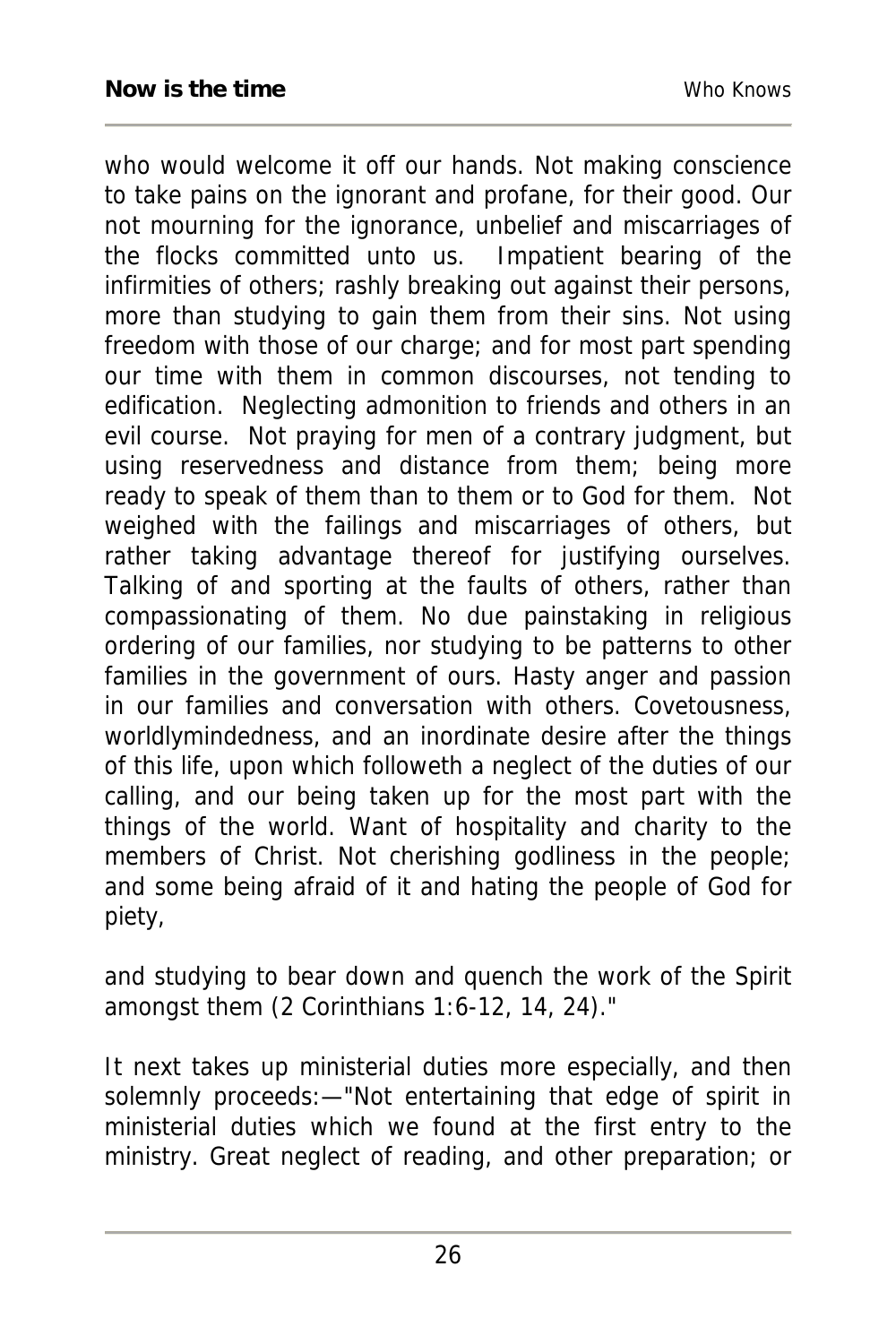who would welcome it off our hands. Not making conscience to take pains on the ignorant and profane, for their good. Our not mourning for the ignorance, unbelief and miscarriages of the flocks committed unto us. Impatient bearing of the infirmities of others; rashly breaking out against their persons, more than studying to gain them from their sins. Not using freedom with those of our charge; and for most part spending our time with them in common discourses, not tending to edification. Neglecting admonition to friends and others in an evil course. Not praying for men of a contrary judgment, but using reservedness and distance from them; being more ready to speak of them than to them or to God for them. Not weighed with the failings and miscarriages of others, but rather taking advantage thereof for justifying ourselves. Talking of and sporting at the faults of others, rather than compassionating of them. No due painstaking in religious ordering of our families, nor studying to be patterns to other families in the government of ours. Hasty anger and passion in our families and conversation with others. Covetousness, worldlymindedness, and an inordinate desire after the things of this life, upon which followeth a neglect of the duties of our calling, and our being taken up for the most part with the things of the world. Want of hospitality and charity to the members of Christ. Not cherishing godliness in the people; and some being afraid of it and hating the people of God for piety,

and studying to bear down and quench the work of the Spirit amongst them (2 Corinthians 1:6-12, 14, 24)."

It next takes up ministerial duties more especially, and then solemnly proceeds:—"Not entertaining that edge of spirit in ministerial duties which we found at the first entry to the ministry. Great neglect of reading, and other preparation; or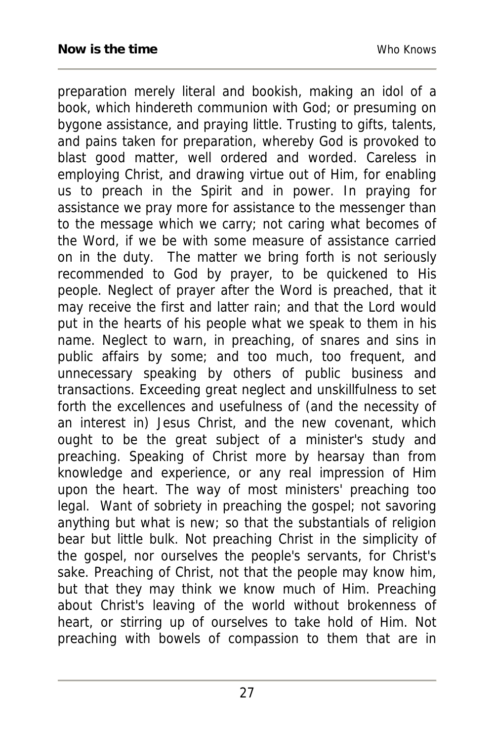preparation merely literal and bookish, making an idol of a book, which hindereth communion with God; or presuming on bygone assistance, and praying little. Trusting to gifts, talents, and pains taken for preparation, whereby God is provoked to blast good matter, well ordered and worded. Careless in employing Christ, and drawing virtue out of Him, for enabling us to preach in the Spirit and in power. In praying for assistance we pray more for assistance to the messenger than to the message which we carry; not caring what becomes of the Word, if we be with some measure of assistance carried on in the duty. The matter we bring forth is not seriously recommended to God by prayer, to be quickened to His people. Neglect of prayer after the Word is preached, that it may receive the first and latter rain; and that the Lord would put in the hearts of his people what we speak to them in his name. Neglect to warn, in preaching, of snares and sins in public affairs by some; and too much, too frequent, and unnecessary speaking by others of public business and transactions. Exceeding great neglect and unskillfulness to set forth the excellences and usefulness of (and the necessity of an interest in) Jesus Christ, and the new covenant, which ought to be the great subject of a minister's study and preaching. Speaking of Christ more by hearsay than from knowledge and experience, or any real impression of Him upon the heart. The way of most ministers' preaching too legal. Want of sobriety in preaching the gospel; not savoring anything but what is new; so that the substantials of religion bear but little bulk. Not preaching Christ in the simplicity of the gospel, nor ourselves the people's servants, for Christ's sake. Preaching of Christ, not that the people may know him, but that they may think we know much of Him. Preaching about Christ's leaving of the world without brokenness of heart, or stirring up of ourselves to take hold of Him. Not preaching with bowels of compassion to them that are in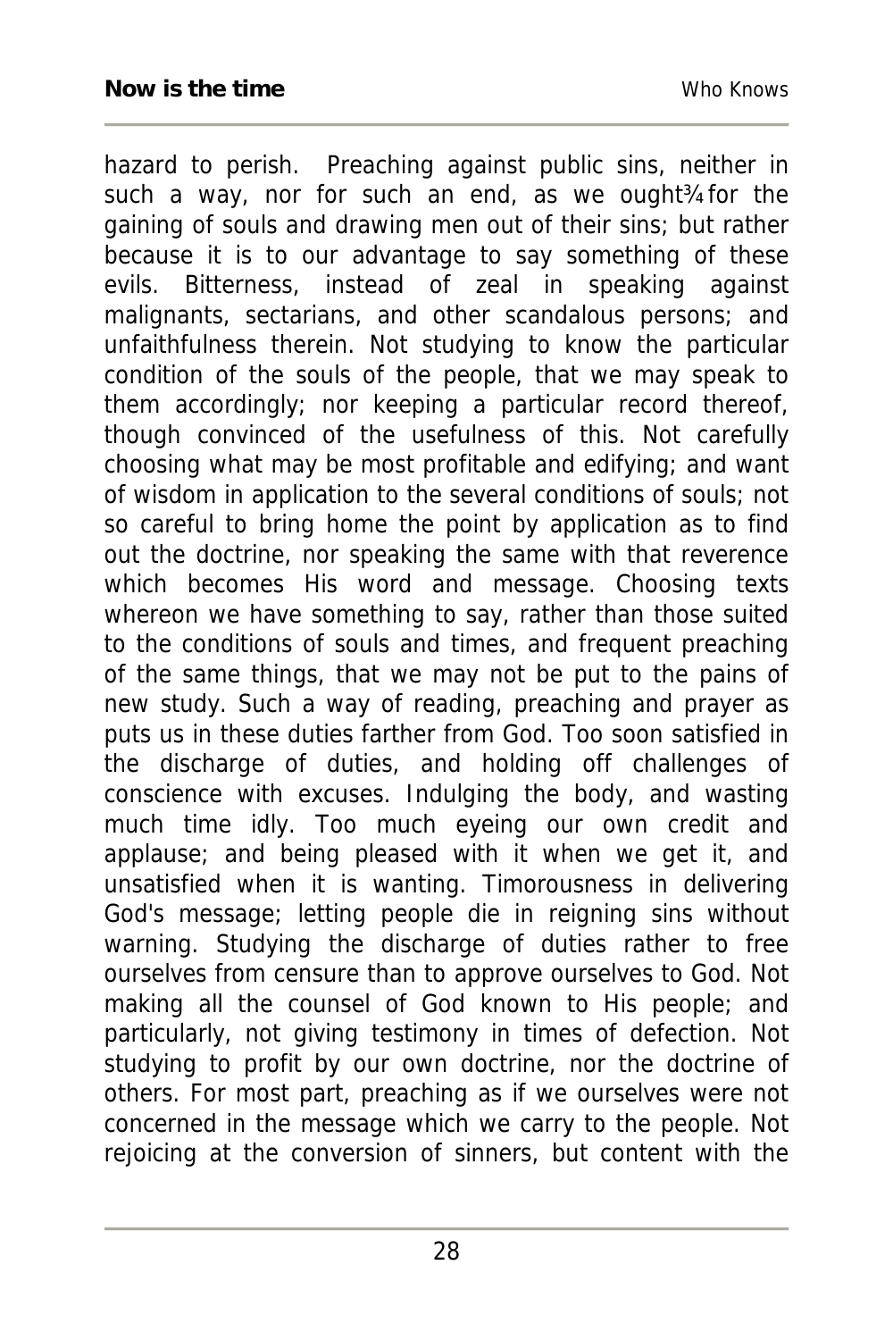hazard to perish. Preaching against public sins, neither in such a way, nor for such an end, as we ought¾for the gaining of souls and drawing men out of their sins; but rather because it is to our advantage to say something of these evils. Bitterness, instead of zeal in speaking against malignants, sectarians, and other scandalous persons; and unfaithfulness therein. Not studying to know the particular condition of the souls of the people, that we may speak to them accordingly; nor keeping a particular record thereof, though convinced of the usefulness of this. Not carefully choosing what may be most profitable and edifying; and want of wisdom in application to the several conditions of souls; not so careful to bring home the point by application as to find out the doctrine, nor speaking the same with that reverence which becomes His word and message. Choosing texts whereon we have something to say, rather than those suited to the conditions of souls and times, and frequent preaching of the same things, that we may not be put to the pains of new study. Such a way of reading, preaching and prayer as puts us in these duties farther from God. Too soon satisfied in the discharge of duties, and holding off challenges of conscience with excuses. Indulging the body, and wasting much time idly. Too much eyeing our own credit and applause; and being pleased with it when we get it, and unsatisfied when it is wanting. Timorousness in delivering God's message; letting people die in reigning sins without warning. Studying the discharge of duties rather to free ourselves from censure than to approve ourselves to God. Not making all the counsel of God known to His people; and particularly, not giving testimony in times of defection. Not studying to profit by our own doctrine, nor the doctrine of others. For most part, preaching as if we ourselves were not concerned in the message which we carry to the people. Not rejoicing at the conversion of sinners, but content with the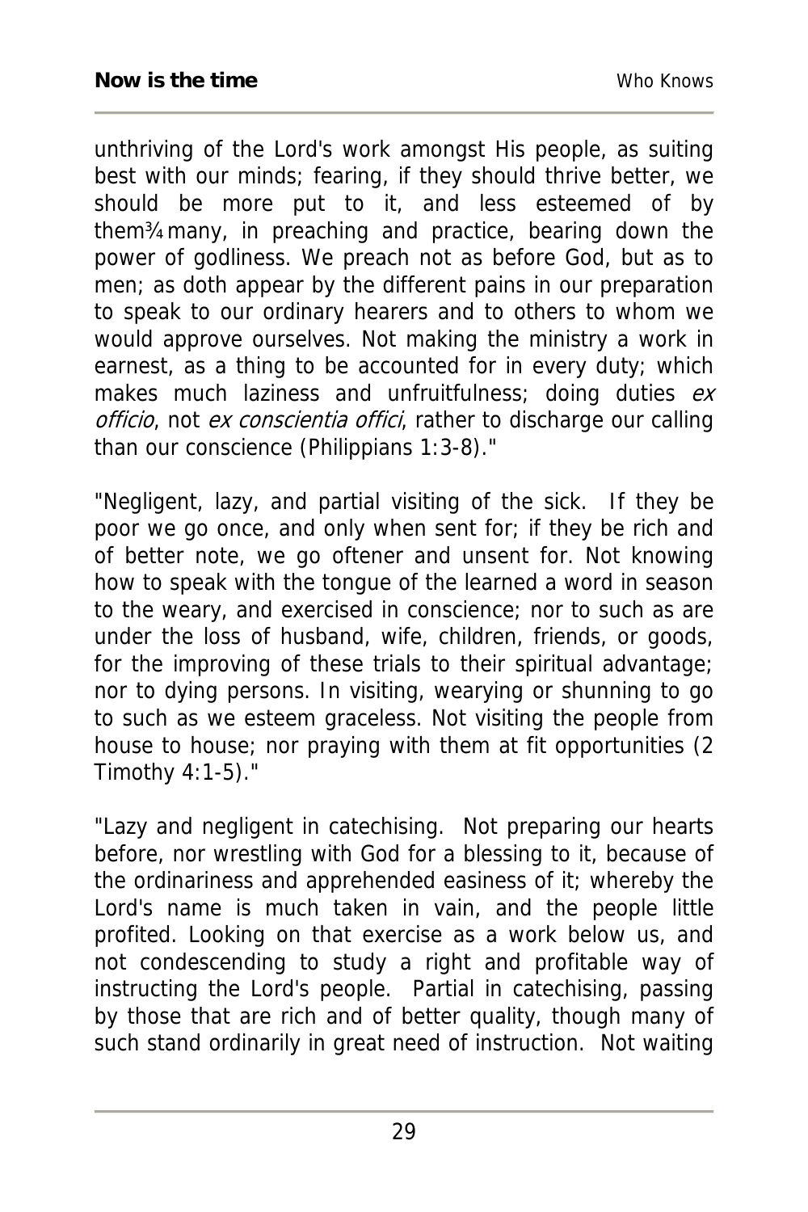unthriving of the Lord's work amongst His people, as suiting best with our minds; fearing, if they should thrive better, we should be more put to it, and less esteemed of by them¾many, in preaching and practice, bearing down the power of godliness. We preach not as before God, but as to men; as doth appear by the different pains in our preparation to speak to our ordinary hearers and to others to whom we would approve ourselves. Not making the ministry a work in earnest, as a thing to be accounted for in every duty; which makes much laziness and unfruitfulness; doing duties *ex officio*, not *ex conscientia offici*, rather to discharge our calling than our conscience (Philippians 1:3-8)."

"Negligent, lazy, and partial visiting of the sick. If they be poor we go once, and only when sent for; if they be rich and of better note, we go oftener and unsent for. Not knowing how to speak with the tongue of the learned a word in season to the weary, and exercised in conscience; nor to such as are under the loss of husband, wife, children, friends, or goods, for the improving of these trials to their spiritual advantage; nor to dying persons. In visiting, wearying or shunning to go to such as we esteem graceless. Not visiting the people from house to house; nor praying with them at fit opportunities (2 Timothy 4:1-5)."

"Lazy and negligent in catechising. Not preparing our hearts before, nor wrestling with God for a blessing to it, because of the ordinariness and apprehended easiness of it; whereby the Lord's name is much taken in vain, and the people little profited. Looking on that exercise as a work below us, and not condescending to study a right and profitable way of instructing the Lord's people. Partial in catechising, passing by those that are rich and of better quality, though many of such stand ordinarily in great need of instruction. Not waiting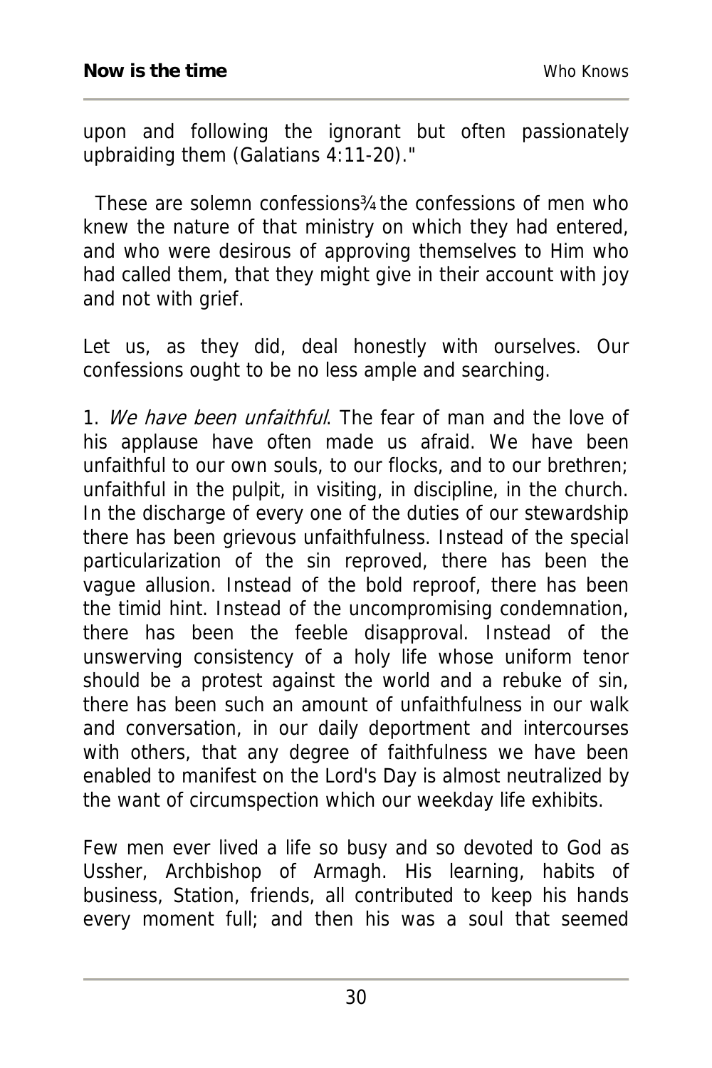upon and following the ignorant but often passionately upbraiding them (Galatians 4:11-20)."

These are solemn confessions¾ the confessions of men who knew the nature of that ministry on which they had entered, and who were desirous of approving themselves to Him who had called them, that they might give in their account with joy and not with grief.

Let us, as they did, deal honestly with ourselves. Our confessions ought to be no less ample and searching.

1. *We have been unfaithful*. The fear of man and the love of his applause have often made us afraid. We have been unfaithful to our own souls, to our flocks, and to our brethren; unfaithful in the pulpit, in visiting, in discipline, in the church. In the discharge of every one of the duties of our stewardship there has been grievous unfaithfulness. Instead of the special particularization of the sin reproved, there has been the vague allusion. Instead of the bold reproof, there has been the timid hint. Instead of the uncompromising condemnation, there has been the feeble disapproval. Instead of the unswerving consistency of a holy life whose uniform tenor should be a protest against the world and a rebuke of sin, there has been such an amount of unfaithfulness in our walk and conversation, in our daily deportment and intercourses with others, that any degree of faithfulness we have been enabled to manifest on the Lord's Day is almost neutralized by the want of circumspection which our weekday life exhibits.

Few men ever lived a life so busy and so devoted to God as Ussher, Archbishop of Armagh. His learning, habits of business, Station, friends, all contributed to keep his hands every moment full; and then his was a soul that seemed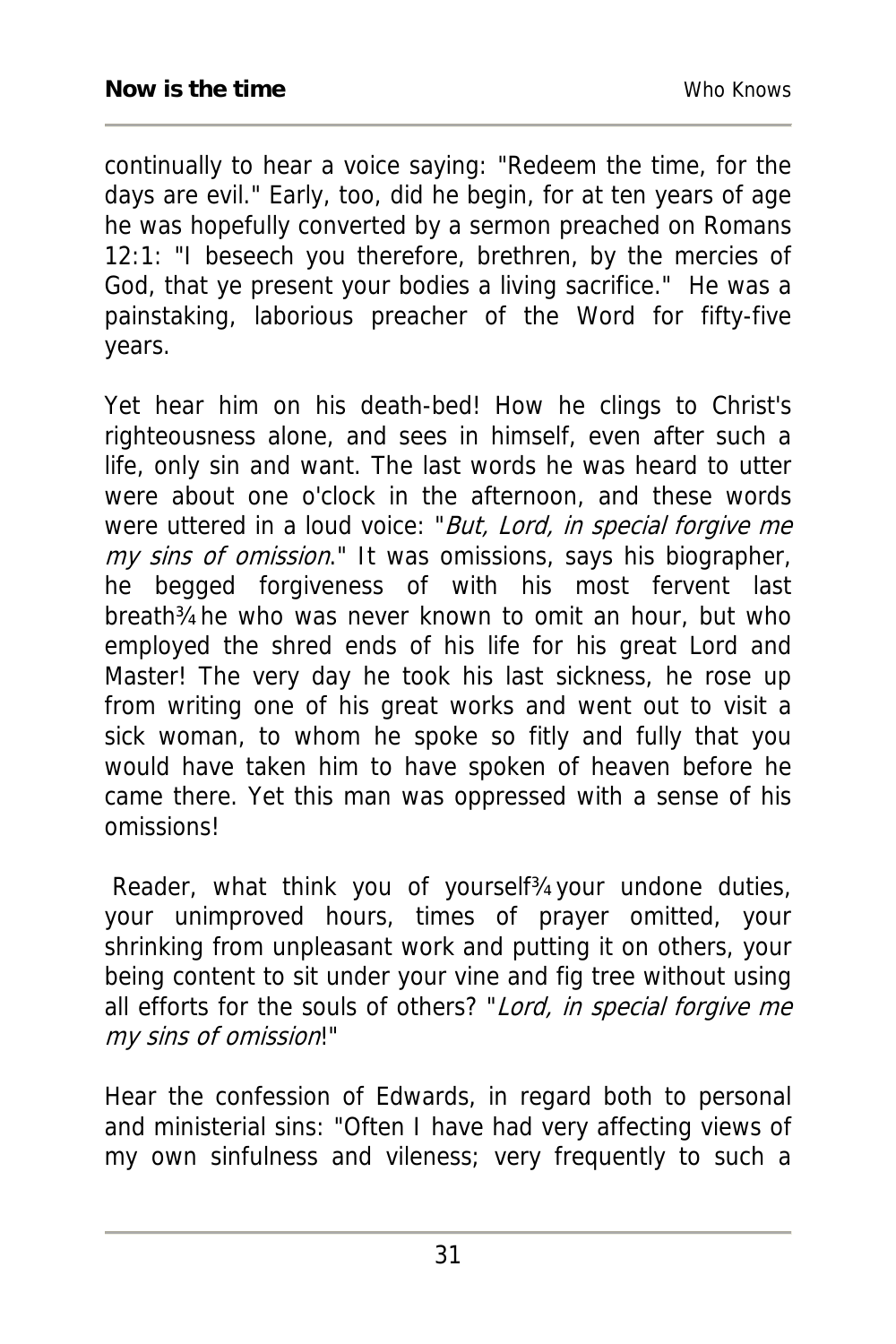continually to hear a voice saying: "Redeem the time, for the days are evil." Early, too, did he begin, for at ten years of age he was hopefully converted by a sermon preached on Romans 12:1: "I beseech you therefore, brethren, by the mercies of God, that ye present your bodies a living sacrifice." He was a painstaking, laborious preacher of the Word for fifty-five years.

Yet hear him on his death-bed! How he clings to Christ's righteousness alone, and sees in himself, even after such a life, only sin and want. The last words he was heard to utter were about one o'clock in the afternoon, and these words were uttered in a loud voice: "*But, Lord, in special forgive me my sins of omission*." It was omissions, says his biographer, he begged forgiveness of with his most fervent last breath¾he who was never known to omit an hour, but who employed the shred ends of his life for his great Lord and Master! The very day he took his last sickness, he rose up from writing one of his great works and went out to visit a sick woman, to whom he spoke so fitly and fully that you would have taken him to have spoken of heaven before he came there. Yet this man was oppressed with a sense of his omissions!

Reader, what think you of yourself¾your undone duties, your unimproved hours, times of prayer omitted, your shrinking from unpleasant work and putting it on others, your being content to sit under your vine and fig tree without using all efforts for the souls of others? "*Lord, in special forgive me my sins of omission*!"

Hear the confession of Edwards, in regard both to personal and ministerial sins: "Often I have had very affecting views of my own sinfulness and vileness; very frequently to such a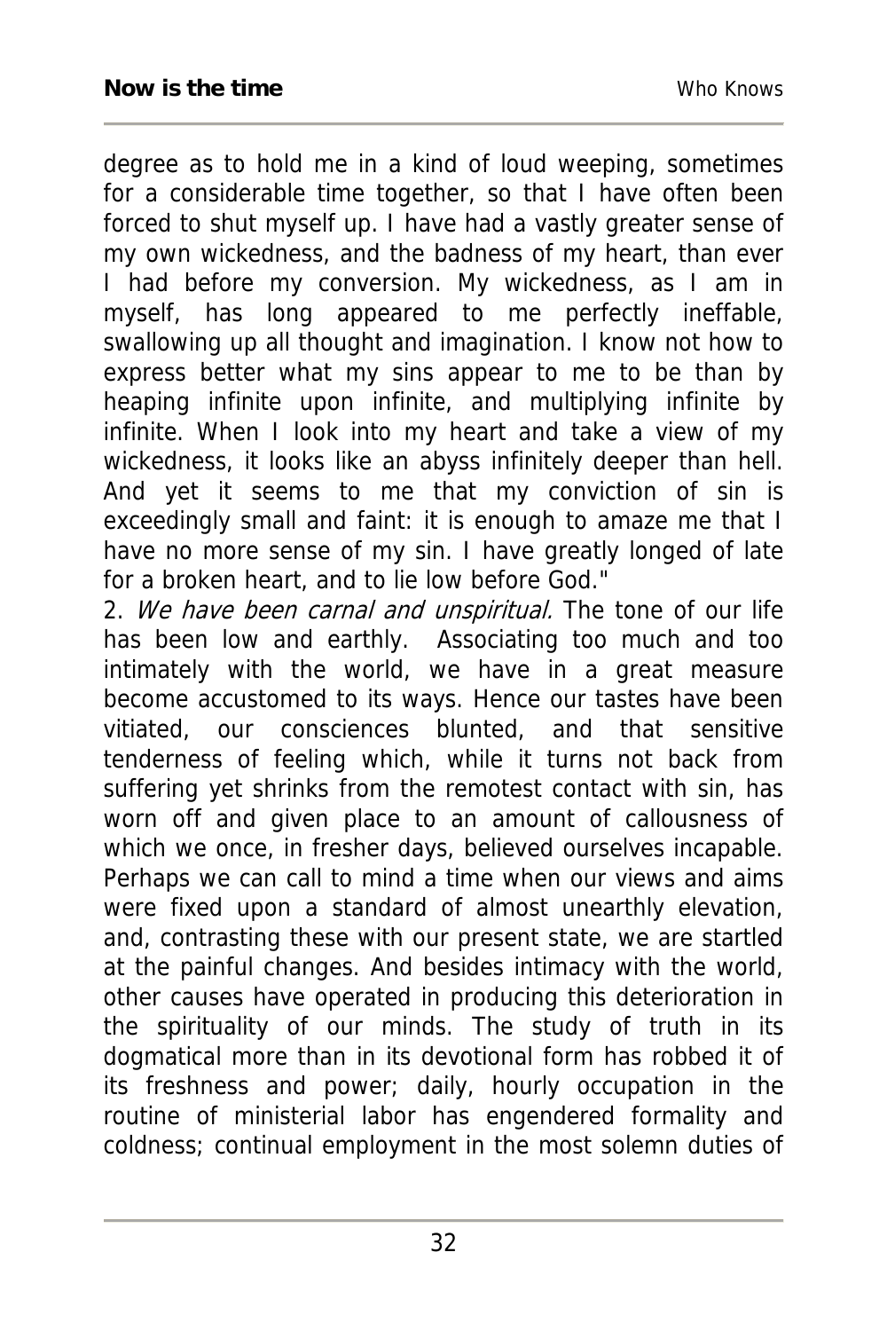degree as to hold me in a kind of loud weeping, sometimes for a considerable time together, so that I have often been forced to shut myself up. I have had a vastly greater sense of my own wickedness, and the badness of my heart, than ever I had before my conversion. My wickedness, as I am in myself, has long appeared to me perfectly ineffable, swallowing up all thought and imagination. I know not how to express better what my sins appear to me to be than by heaping infinite upon infinite, and multiplying infinite by infinite. When I look into my heart and take a view of my wickedness, it looks like an abyss infinitely deeper than hell. And yet it seems to me that my conviction of sin is exceedingly small and faint: it is enough to amaze me that I have no more sense of my sin. I have greatly longed of late for a broken heart, and to lie low before God."

2. *We have been carnal and unspiritual.* The tone of our life has been low and earthly. Associating too much and too intimately with the world, we have in a great measure become accustomed to its ways. Hence our tastes have been vitiated, our consciences blunted, and that sensitive tenderness of feeling which, while it turns not back from suffering yet shrinks from the remotest contact with sin, has worn off and given place to an amount of callousness of which we once, in fresher days, believed ourselves incapable. Perhaps we can call to mind a time when our views and aims were fixed upon a standard of almost unearthly elevation, and, contrasting these with our present state, we are startled at the painful changes. And besides intimacy with the world, other causes have operated in producing this deterioration in the spirituality of our minds. The study of truth in its dogmatical more than in its devotional form has robbed it of its freshness and power; daily, hourly occupation in the routine of ministerial labor has engendered formality and coldness; continual employment in the most solemn duties of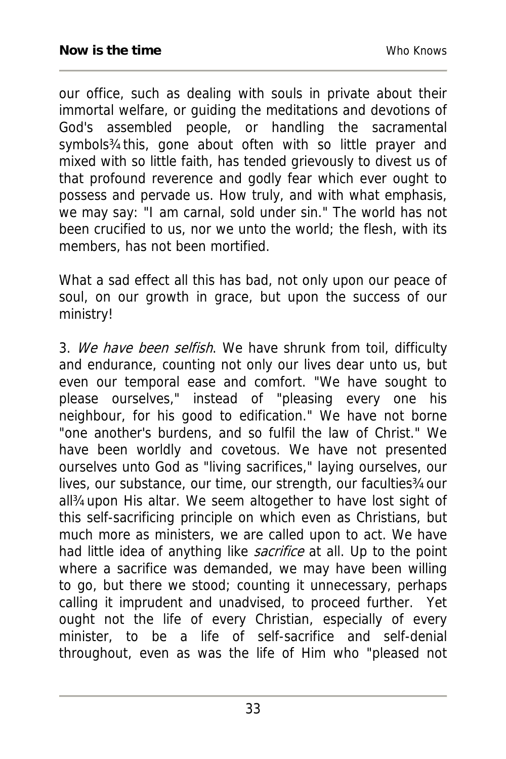our office, such as dealing with souls in private about their immortal welfare, or guiding the meditations and devotions of God's assembled people, or handling the sacramental symbols¾ this, gone about often with so little prayer and mixed with so little faith, has tended grievously to divest us of that profound reverence and godly fear which ever ought to possess and pervade us. How truly, and with what emphasis, we may say: "I am carnal, sold under sin." The world has not been crucified to us, nor we unto the world; the flesh, with its members, has not been mortified.

What a sad effect all this has bad, not only upon our peace of soul, on our growth in grace, but upon the success of our ministry!

3. *We have been selfish*. We have shrunk from toil, difficulty and endurance, counting not only our lives dear unto us, but even our temporal ease and comfort. "We have sought to please ourselves," instead of "pleasing every one his neighbour, for his good to edification." We have not borne "one another's burdens, and so fulfil the law of Christ." We have been worldly and covetous. We have not presented ourselves unto God as "living sacrifices," laying ourselves, our lives, our substance, our time, our strength, our faculties¾ our all¾ upon His altar. We seem altogether to have lost sight of this self-sacrificing principle on which even as Christians, but much more as ministers, we are called upon to act. We have had little idea of anything like *sacrifice* at all. Up to the point where a sacrifice was demanded, we may have been willing to go, but there we stood; counting it unnecessary, perhaps calling it imprudent and unadvised, to proceed further. Yet ought not the life of every Christian, especially of every minister, to be a life of self-sacrifice and self-denial throughout, even as was the life of Him who "pleased not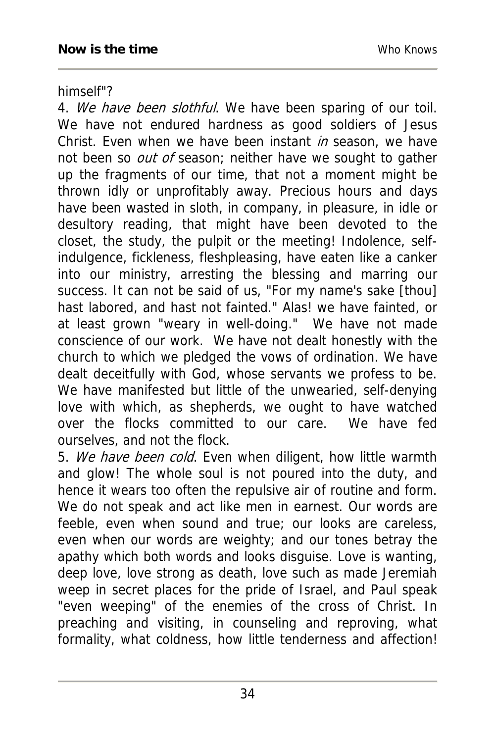himself"?

4. *We have been slothful*. We have been sparing of our toil. We have not endured hardness as good soldiers of Jesus Christ. Even when we have been instant *in* season, we have not been so *out of* season; neither have we sought to gather up the fragments of our time, that not a moment might be thrown idly or unprofitably away. Precious hours and days have been wasted in sloth, in company, in pleasure, in idle or desultory reading, that might have been devoted to the closet, the study, the pulpit or the meeting! Indolence, self-indulgence, fickleness, fleshpleasing, have eaten like a canker into our ministry, arresting the blessing and marring our success. It can not be said of us, "For my name's sake [thou] hast labored, and hast not fainted." Alas! we have fainted, or at least grown "weary in well-doing." We have not made conscience of our work. We have not dealt honestly with the church to which we pledged the vows of ordination. We have dealt deceitfully with God, whose servants we profess to be. We have manifested but little of the unwearied, self-denying love with which, as shepherds, we ought to have watched over the flocks committed to our care. We have fed ourselves, and not the flock.

5. *We have been cold*. Even when diligent, how little warmth and glow! The whole soul is not poured into the duty, and hence it wears too often the repulsive air of routine and form. We do not speak and act like men in earnest. Our words are feeble, even when sound and true; our looks are careless, even when our words are weighty; and our tones betray the apathy which both words and looks disguise. Love is wanting, deep love, love strong as death, love such as made Jeremiah weep in secret places for the pride of Israel, and Paul speak "even weeping" of the enemies of the cross of Christ. In preaching and visiting, in counseling and reproving, what formality, what coldness, how little tenderness and affection!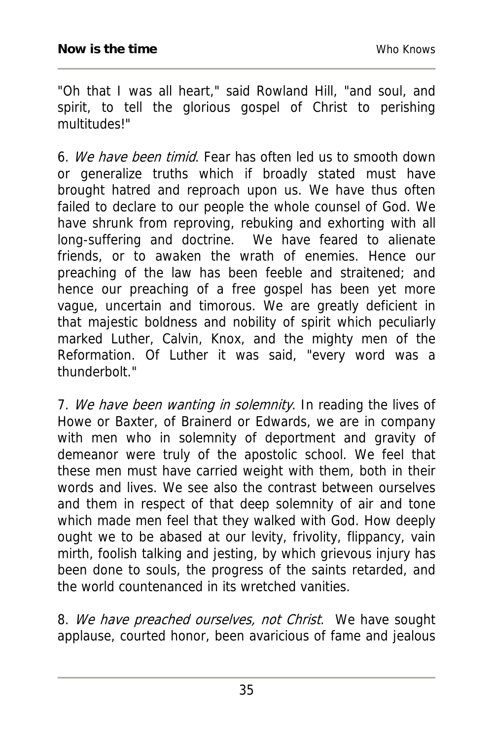"Oh that I was all heart," said Rowland Hill, "and soul, and spirit, to tell the glorious gospel of Christ to perishing multitudes!"

6. *We have been timid*. Fear has often led us to smooth down or generalize truths which if broadly stated must have brought hatred and reproach upon us. We have thus often failed to declare to our people the whole counsel of God. We have shrunk from reproving, rebuking and exhorting with all long-suffering and doctrine. We have feared to alienate friends, or to awaken the wrath of enemies. Hence our preaching of the law has been feeble and straitened; and hence our preaching of a free gospel has been yet more vague, uncertain and timorous. We are greatly deficient in that majestic boldness and nobility of spirit which peculiarly marked Luther, Calvin, Knox, and the mighty men of the Reformation. Of Luther it was said, "every word was a thunderbolt."

7. *We have been wanting in solemnity*. In reading the lives of Howe or Baxter, of Brainerd or Edwards, we are in company with men who in solemnity of deportment and gravity of demeanor were truly of the apostolic school. We feel that these men must have carried weight with them, both in their words and lives. We see also the contrast between ourselves and them in respect of that deep solemnity of air and tone which made men feel that they walked with God. How deeply ought we to be abased at our levity, frivolity, flippancy, vain mirth, foolish talking and jesting, by which grievous injury has been done to souls, the progress of the saints retarded, and the world countenanced in its wretched vanities.

8. *We have preached ourselves, not Christ*. We have sought applause, courted honor, been avaricious of fame and jealous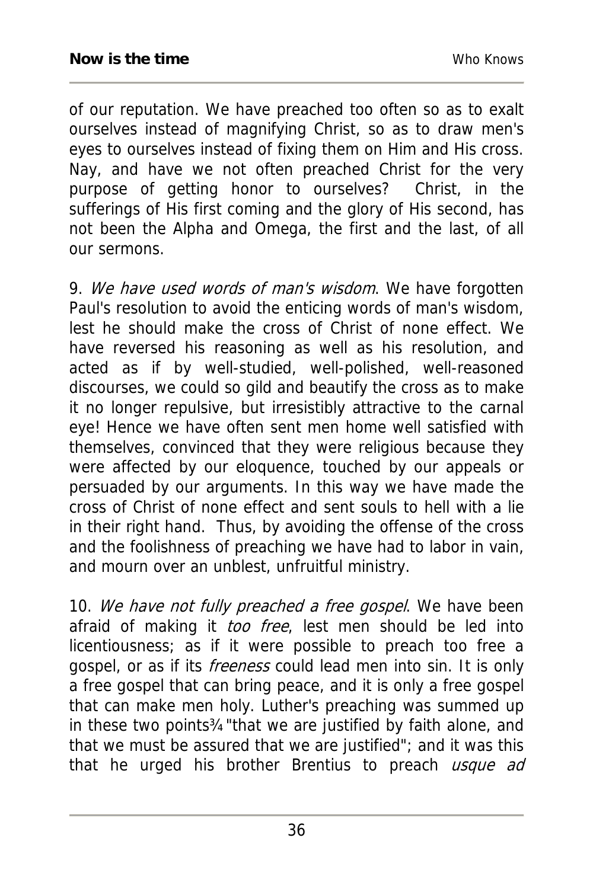of our reputation. We have preached too often so as to exalt ourselves instead of magnifying Christ, so as to draw men's eyes to ourselves instead of fixing them on Him and His cross. Nay, and have we not often preached Christ for the very purpose of getting honor to ourselves? Christ, in the sufferings of His first coming and the glory of His second, has not been the Alpha and Omega, the first and the last, of all our sermons.

9. *We have used words of man's wisdom*. We have forgotten Paul's resolution to avoid the enticing words of man's wisdom, lest he should make the cross of Christ of none effect. We have reversed his reasoning as well as his resolution, and acted as if by well-studied, well-polished, well-reasoned discourses, we could so gild and beautify the cross as to make it no longer repulsive, but irresistibly attractive to the carnal eye! Hence we have often sent men home well satisfied with themselves, convinced that they were religious because they were affected by our eloquence, touched by our appeals or persuaded by our arguments. In this way we have made the cross of Christ of none effect and sent souls to hell with a lie in their right hand. Thus, by avoiding the offense of the cross and the foolishness of preaching we have had to labor in vain, and mourn over an unblest, unfruitful ministry.

10. *We have not fully preached a free gospel*. We have been afraid of making it *too free*, lest men should be led into licentiousness; as if it were possible to preach too free a gospel, or as if its *freeness* could lead men into sin. It is only a free gospel that can bring peace, and it is only a free gospel that can make men holy. Luther's preaching was summed up in these two points¾"that we are justified by faith alone, and that we must be assured that we are justified"; and it was this that he urged his brother Brentius to preach *usque ad*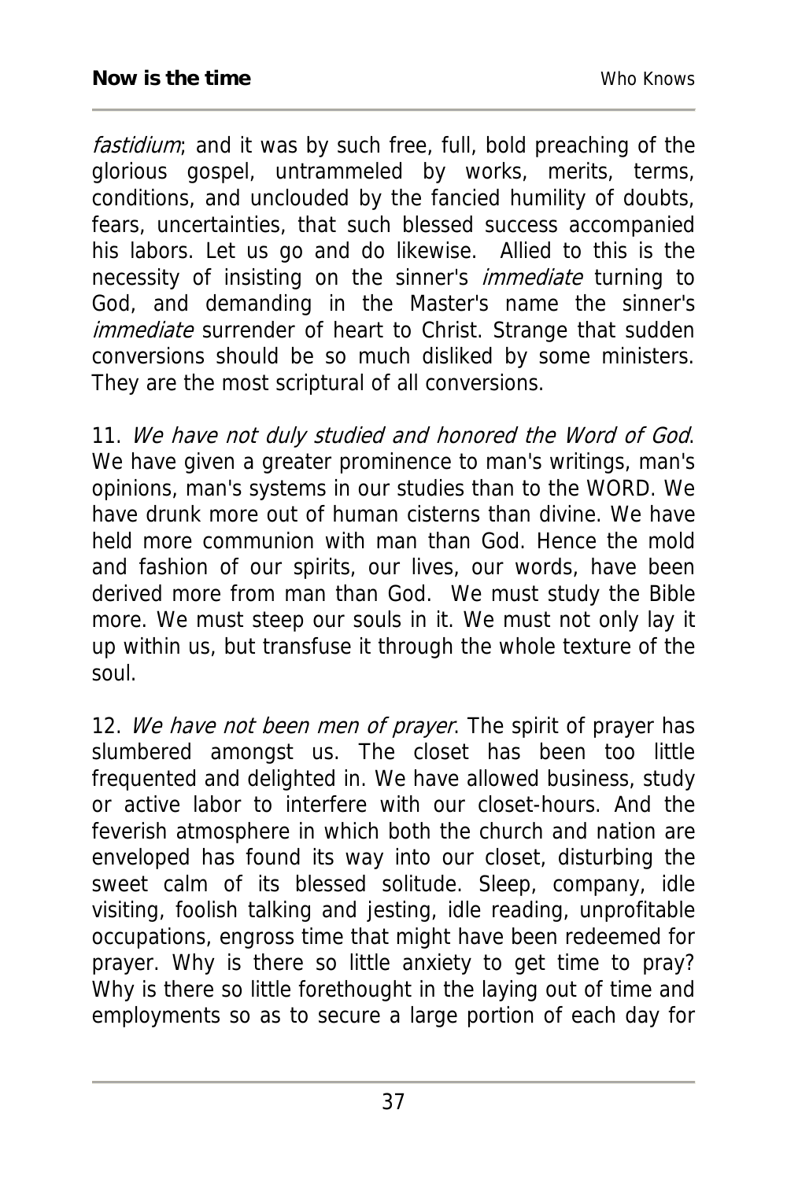*fastidium*; and it was by such free, full, bold preaching of the glorious gospel, untrammeled by works, merits, terms, conditions, and unclouded by the fancied humility of doubts, fears, uncertainties, that such blessed success accompanied his labors. Let us go and do likewise. Allied to this is the necessity of insisting on the sinner's *immediate* turning to God, and demanding in the Master's name the sinner's *immediate* surrender of heart to Christ. Strange that sudden conversions should be so much disliked by some ministers. They are the most scriptural of all conversions.

11. *We have not duly studied and honored the Word of God*. We have given a greater prominence to man's writings, man's opinions, man's systems in our studies than to the WORD. We have drunk more out of human cisterns than divine. We have held more communion with man than God. Hence the mold and fashion of our spirits, our lives, our words, have been derived more from man than God. We must study the Bible more. We must steep our souls in it. We must not only lay it up within us, but transfuse it through the whole texture of the soul.

12. *We have not been men of prayer*. The spirit of prayer has slumbered amongst us. The closet has been too little frequented and delighted in. We have allowed business, study or active labor to interfere with our closet-hours. And the feverish atmosphere in which both the church and nation are enveloped has found its way into our closet, disturbing the sweet calm of its blessed solitude. Sleep, company, idle visiting, foolish talking and jesting, idle reading, unprofitable occupations, engross time that might have been redeemed for prayer. Why is there so little anxiety to get time to pray? Why is there so little forethought in the laying out of time and employments so as to secure a large portion of each day for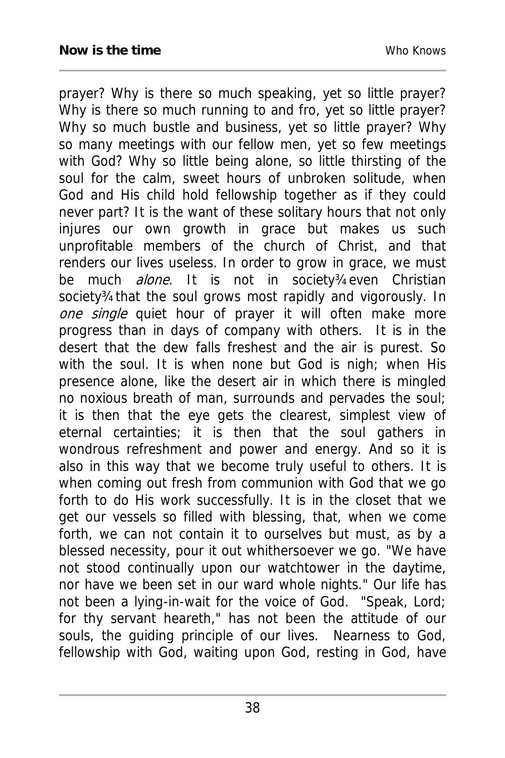prayer? Why is there so much speaking, yet so little prayer? Why is there so much running to and fro, yet so little prayer? Why so much bustle and business, yet so little prayer? Why so many meetings with our fellow men, yet so few meetings with God? Why so little being alone, so little thirsting of the soul for the calm, sweet hours of unbroken solitude, when God and His child hold fellowship together as if they could never part? It is the want of these solitary hours that not only injures our own growth in grace but makes us such unprofitable members of the church of Christ, and that renders our lives useless. In order to grow in grace, we must be much *alone*. It is not in society¾even Christian society¾that the soul grows most rapidly and vigorously. In *one single* quiet hour of prayer it will often make more progress than in days of company with others. It is in the desert that the dew falls freshest and the air is purest. So with the soul. It is when none but God is nigh; when His presence alone, like the desert air in which there is mingled no noxious breath of man, surrounds and pervades the soul; it is then that the eye gets the clearest, simplest view of eternal certainties; it is then that the soul gathers in wondrous refreshment and power and energy. And so it is also in this way that we become truly useful to others. It is when coming out fresh from communion with God that we go forth to do His work successfully. It is in the closet that we get our vessels so filled with blessing, that, when we come forth, we can not contain it to ourselves but must, as by a blessed necessity, pour it out whithersoever we go. "We have not stood continually upon our watchtower in the daytime, nor have we been set in our ward whole nights." Our life has not been a lying-in-wait for the voice of God. "Speak, Lord; for thy servant heareth," has not been the attitude of our souls, the guiding principle of our lives. Nearness to God, fellowship with God, waiting upon God, resting in God, have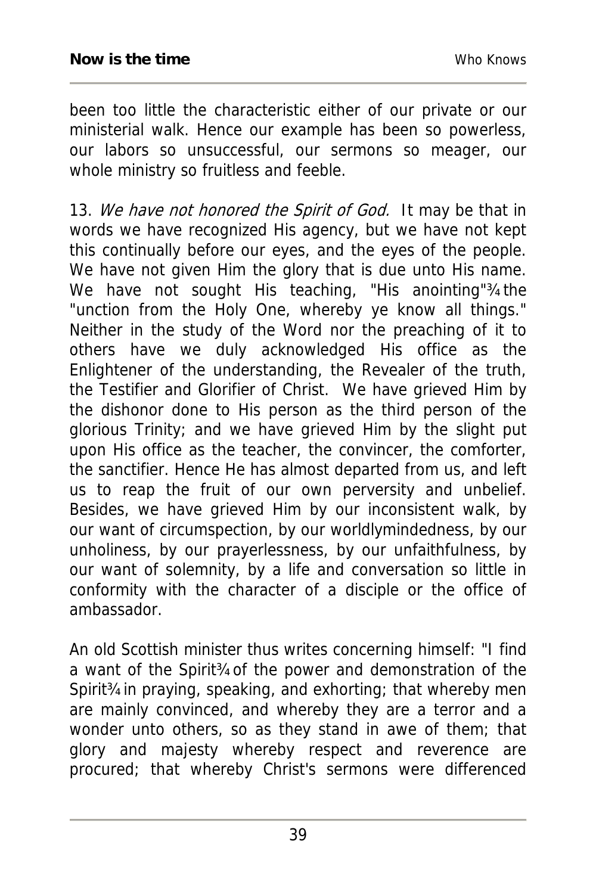been too little the characteristic either of our private or our ministerial walk. Hence our example has been so powerless, our labors so unsuccessful, our sermons so meager, our whole ministry so fruitless and feeble.

13. *We have not honored the Spirit of God.* It may be that in words we have recognized His agency, but we have not kept this continually before our eyes, and the eyes of the people. We have not given Him the glory that is due unto His name. We have not sought His teaching, "His anointing"¾ the "unction from the Holy One, whereby ye know all things." Neither in the study of the Word nor the preaching of it to others have we duly acknowledged His office as the Enlightener of the understanding, the Revealer of the truth, the Testifier and Glorifier of Christ. We have grieved Him by the dishonor done to His person as the third person of the glorious Trinity; and we have grieved Him by the slight put upon His office as the teacher, the convincer, the comforter, the sanctifier. Hence He has almost departed from us, and left us to reap the fruit of our own perversity and unbelief. Besides, we have grieved Him by our inconsistent walk, by our want of circumspection, by our worldlymindedness, by our unholiness, by our prayerlessness, by our unfaithfulness, by our want of solemnity, by a life and conversation so little in conformity with the character of a disciple or the office of ambassador.

An old Scottish minister thus writes concerning himself: "I find a want of the Spirit¾ of the power and demonstration of the Spirit¾ in praying, speaking, and exhorting; that whereby men are mainly convinced, and whereby they are a terror and a wonder unto others, so as they stand in awe of them; that glory and majesty whereby respect and reverence are procured; that whereby Christ's sermons were differenced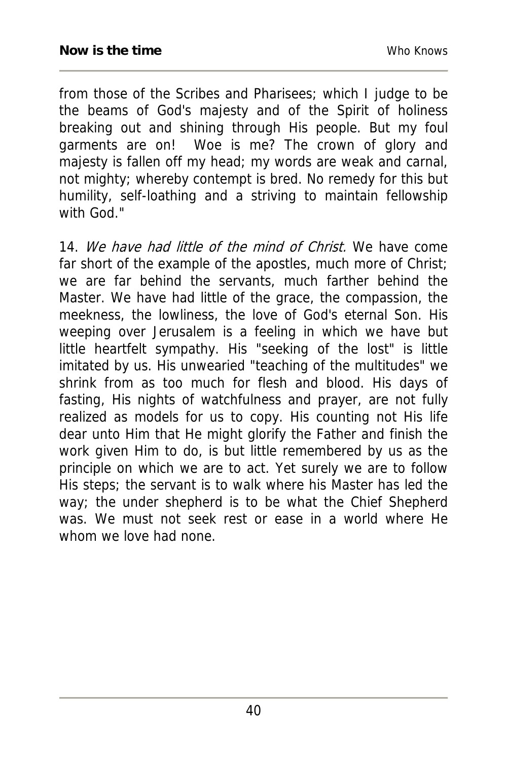from those of the Scribes and Pharisees; which I judge to be the beams of God's majesty and of the Spirit of holiness breaking out and shining through His people. But my foul garments are on! Woe is me? The crown of glory and majesty is fallen off my head; my words are weak and carnal, not mighty; whereby contempt is bred. No remedy for this but humility, self-loathing and a striving to maintain fellowship with God."

14. *We have had little of the mind of Christ.* We have come far short of the example of the apostles, much more of Christ; we are far behind the servants, much farther behind the Master. We have had little of the grace, the compassion, the meekness, the lowliness, the love of God's eternal Son. His weeping over Jerusalem is a feeling in which we have but little heartfelt sympathy. His "seeking of the lost" is little imitated by us. His unwearied "teaching of the multitudes" we shrink from as too much for flesh and blood. His days of fasting, His nights of watchfulness and prayer, are not fully realized as models for us to copy. His counting not His life dear unto Him that He might glorify the Father and finish the work given Him to do, is but little remembered by us as the principle on which we are to act. Yet surely we are to follow His steps; the servant is to walk where his Master has led the way; the under shepherd is to be what the Chief Shepherd was. We must not seek rest or ease in a world where He whom we love had none.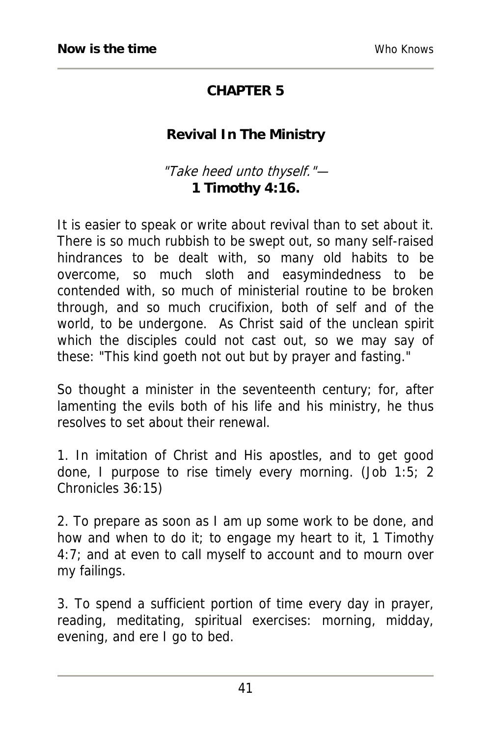# CHAPTER 5

## Revival In The Ministry

*"Take heed unto thyself."*—
**1 Timothy 4:16.**

It is easier to speak or write about revival than to set about it. There is so much rubbish to be swept out, so many self-raised hindrances to be dealt with, so many old habits to be overcome, so much sloth and easymindedness to be contended with, so much of ministerial routine to be broken through, and so much crucifixion, both of self and of the world, to be undergone. As Christ said of the unclean spirit which the disciples could not cast out, so we may say of these: "This kind goeth not out but by prayer and fasting."

So thought a minister in the seventeenth century; for, after lamenting the evils both of his life and his ministry, he thus resolves to set about their renewal.

1. In imitation of Christ and His apostles, and to get good done, I purpose to rise timely every morning. (Job 1:5; 2 Chronicles 36:15)

2. To prepare as soon as I am up some work to be done, and how and when to do it; to engage my heart to it, 1 Timothy 4:7; and at even to call myself to account and to mourn over my failings.

3. To spend a sufficient portion of time every day in prayer, reading, meditating, spiritual exercises: morning, midday, evening, and ere I go to bed.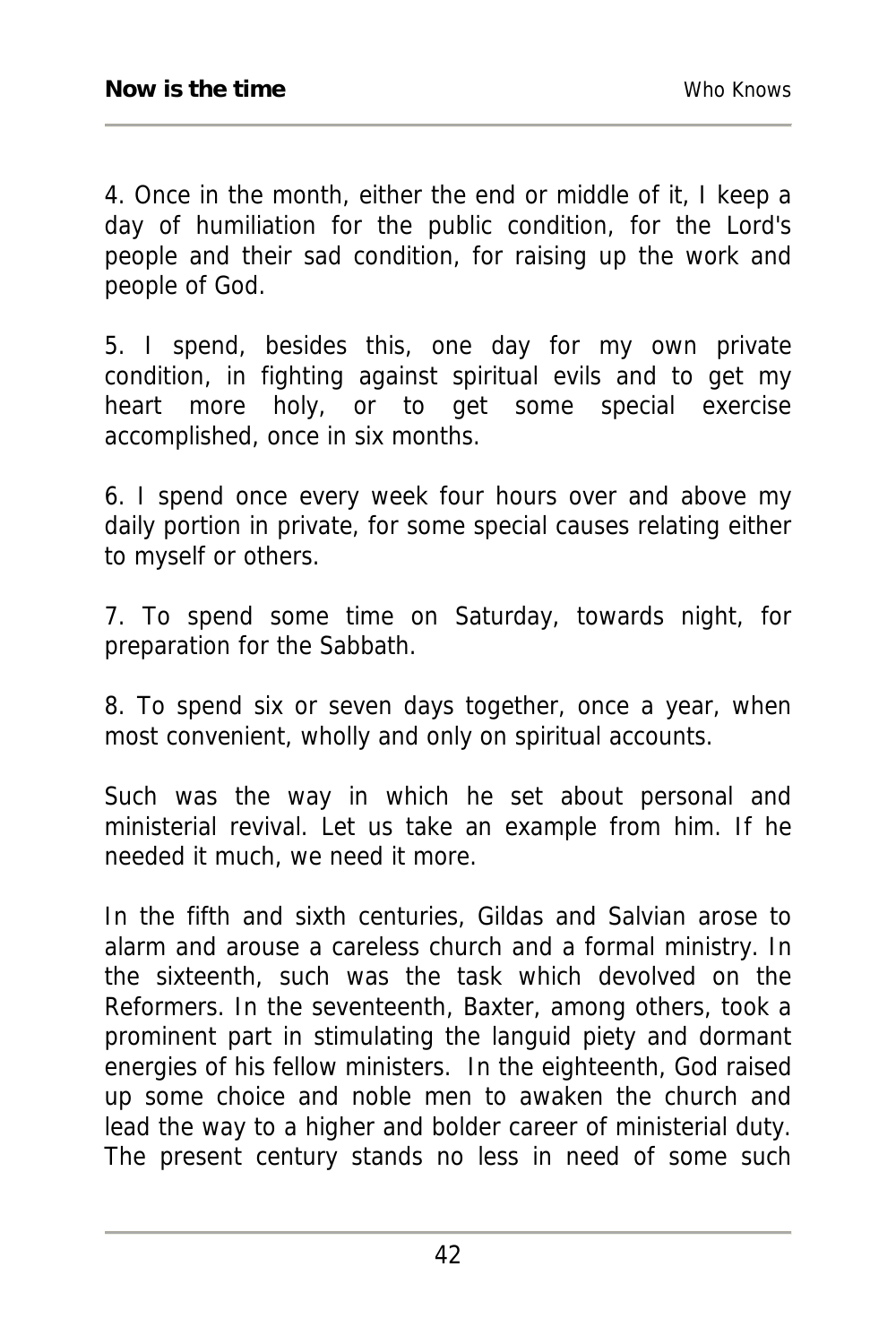4. Once in the month, either the end or middle of it, I keep a day of humiliation for the public condition, for the Lord's people and their sad condition, for raising up the work and people of God.

5. I spend, besides this, one day for my own private condition, in fighting against spiritual evils and to get my heart more holy, or to get some special exercise accomplished, once in six months.

6. I spend once every week four hours over and above my daily portion in private, for some special causes relating either to myself or others.

7. To spend some time on Saturday, towards night, for preparation for the Sabbath.

8. To spend six or seven days together, once a year, when most convenient, wholly and only on spiritual accounts.

Such was the way in which he set about personal and ministerial revival. Let us take an example from him. If he needed it much, we need it more.

In the fifth and sixth centuries, Gildas and Salvian arose to alarm and arouse a careless church and a formal ministry. In the sixteenth, such was the task which devolved on the Reformers. In the seventeenth, Baxter, among others, took a prominent part in stimulating the languid piety and dormant energies of his fellow ministers. In the eighteenth, God raised up some choice and noble men to awaken the church and lead the way to a higher and bolder career of ministerial duty. The present century stands no less in need of some such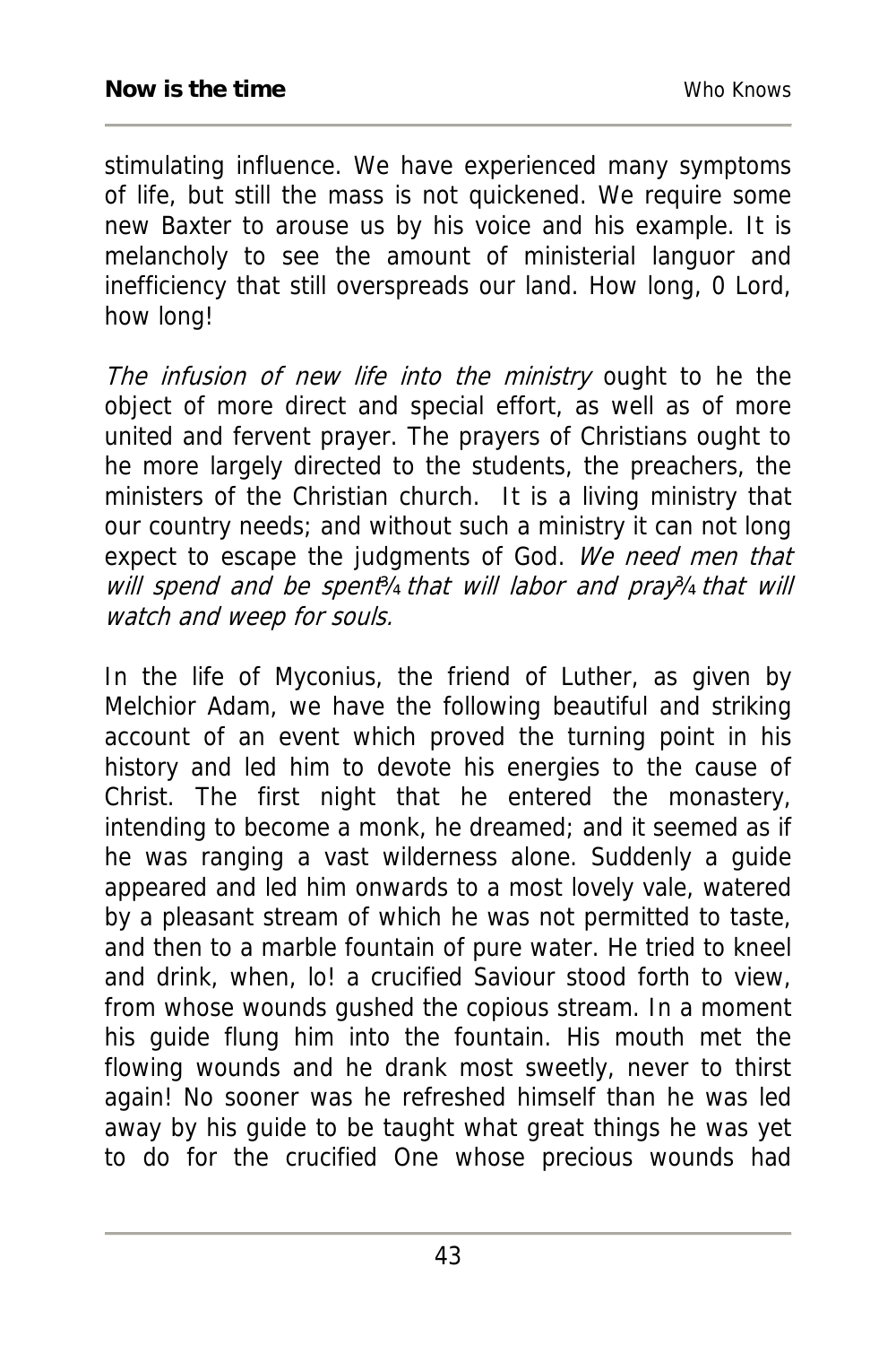stimulating influence. We have experienced many symptoms of life, but still the mass is not quickened. We require some new Baxter to arouse us by his voice and his example. It is melancholy to see the amount of ministerial languor and inefficiency that still overspreads our land. How long, 0 Lord, how long!

*The infusion of new life into the ministry* ought to he the object of more direct and special effort, as well as of more united and fervent prayer. The prayers of Christians ought to he more largely directed to the students, the preachers, the ministers of the Christian church. It is a living ministry that our country needs; and without such a ministry it can not long expect to escape the judgments of God. *We need men that will spend and be spent¾ that will labor and pray¾ that will watch and weep for souls.*

In the life of Myconius, the friend of Luther, as given by Melchior Adam, we have the following beautiful and striking account of an event which proved the turning point in his history and led him to devote his energies to the cause of Christ. The first night that he entered the monastery, intending to become a monk, he dreamed; and it seemed as if he was ranging a vast wilderness alone. Suddenly a guide appeared and led him onwards to a most lovely vale, watered by a pleasant stream of which he was not permitted to taste, and then to a marble fountain of pure water. He tried to kneel and drink, when, lo! a crucified Saviour stood forth to view, from whose wounds gushed the copious stream. In a moment his guide flung him into the fountain. His mouth met the flowing wounds and he drank most sweetly, never to thirst again! No sooner was he refreshed himself than he was led away by his guide to be taught what great things he was yet to do for the crucified One whose precious wounds had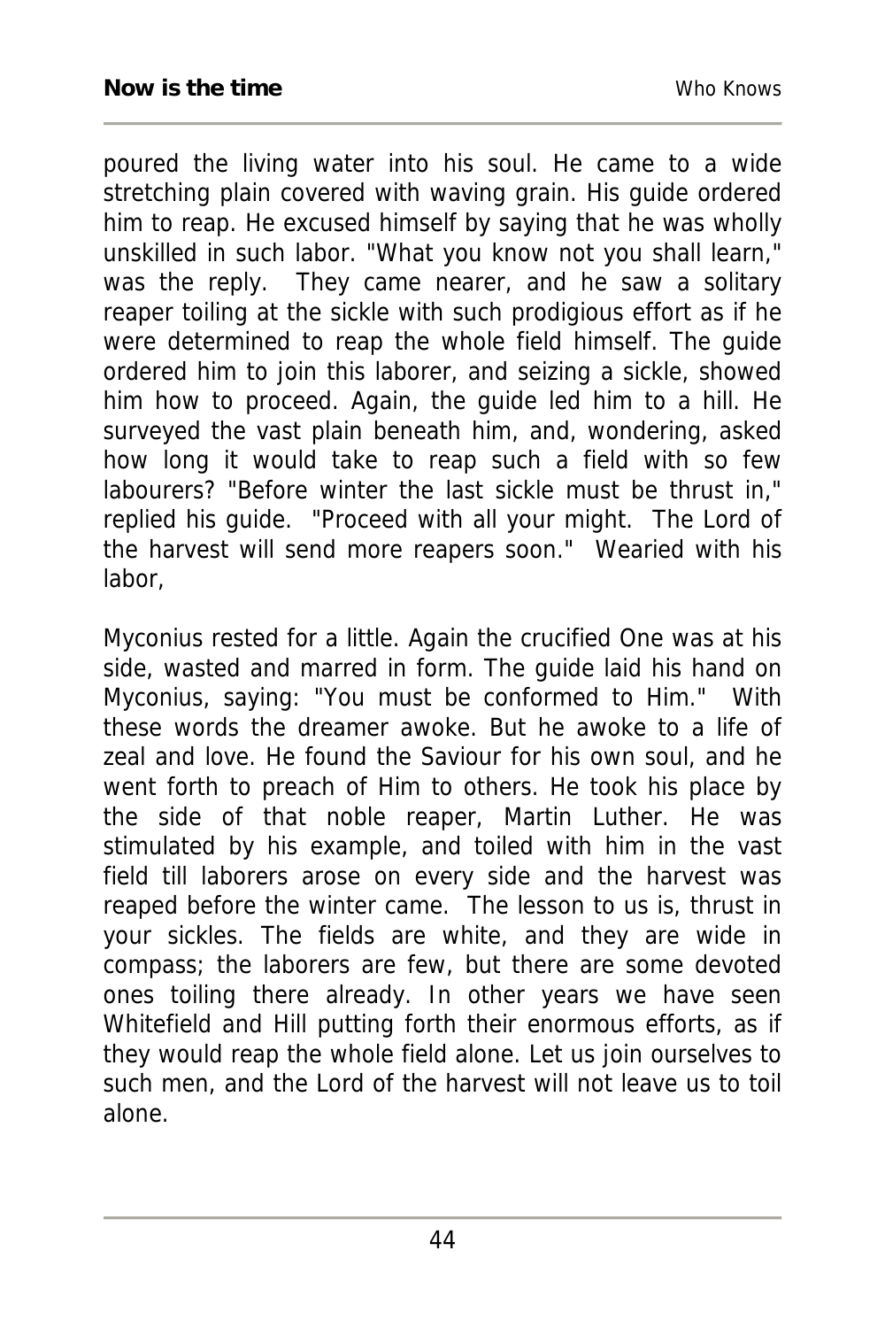poured the living water into his soul. He came to a wide stretching plain covered with waving grain. His guide ordered him to reap. He excused himself by saying that he was wholly unskilled in such labor. "What you know not you shall learn," was the reply. They came nearer, and he saw a solitary reaper toiling at the sickle with such prodigious effort as if he were determined to reap the whole field himself. The guide ordered him to join this laborer, and seizing a sickle, showed him how to proceed. Again, the guide led him to a hill. He surveyed the vast plain beneath him, and, wondering, asked how long it would take to reap such a field with so few labourers? "Before winter the last sickle must be thrust in," replied his guide. "Proceed with all your might. The Lord of the harvest will send more reapers soon." Wearied with his labor,

Myconius rested for a little. Again the crucified One was at his side, wasted and marred in form. The guide laid his hand on Myconius, saying: "You must be conformed to Him." With these words the dreamer awoke. But he awoke to a life of zeal and love. He found the Saviour for his own soul, and he went forth to preach of Him to others. He took his place by the side of that noble reaper, Martin Luther. He was stimulated by his example, and toiled with him in the vast field till laborers arose on every side and the harvest was reaped before the winter came. The lesson to us is, thrust in your sickles. The fields are white, and they are wide in compass; the laborers are few, but there are some devoted ones toiling there already. In other years we have seen Whitefield and Hill putting forth their enormous efforts, as if they would reap the whole field alone. Let us join ourselves to such men, and the Lord of the harvest will not leave us to toil alone.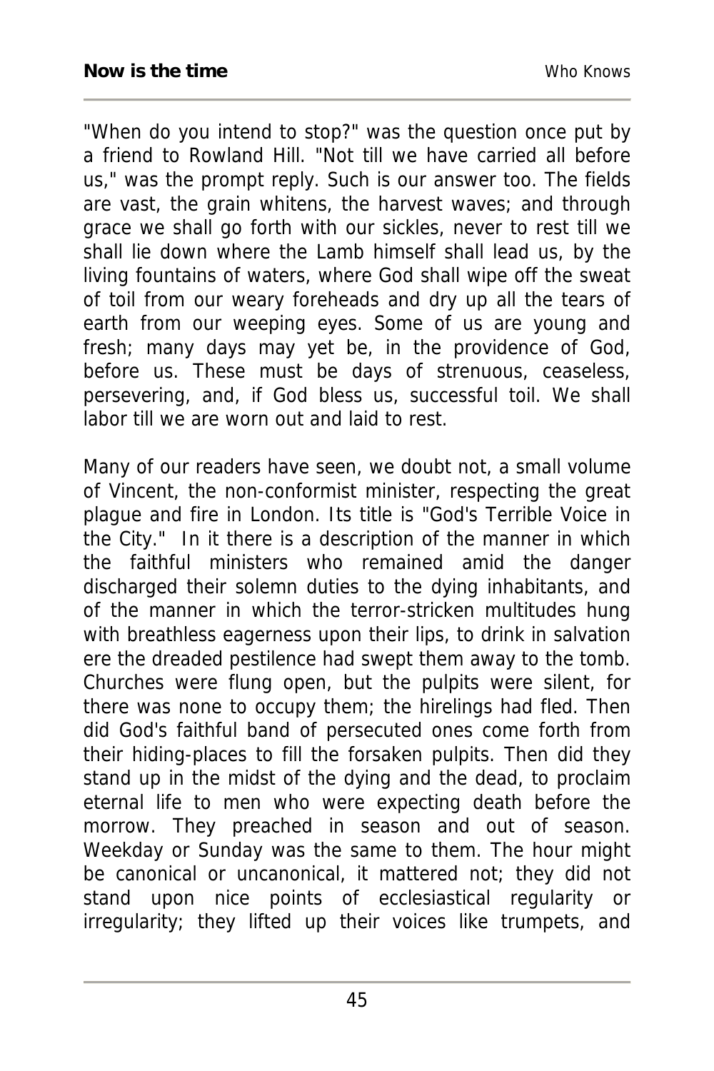"When do you intend to stop?" was the question once put by a friend to Rowland Hill. "Not till we have carried all before us," was the prompt reply. Such is our answer too. The fields are vast, the grain whitens, the harvest waves; and through grace we shall go forth with our sickles, never to rest till we shall lie down where the Lamb himself shall lead us, by the living fountains of waters, where God shall wipe off the sweat of toil from our weary foreheads and dry up all the tears of earth from our weeping eyes. Some of us are young and fresh; many days may yet be, in the providence of God, before us. These must be days of strenuous, ceaseless, persevering, and, if God bless us, successful toil. We shall labor till we are worn out and laid to rest.

Many of our readers have seen, we doubt not, a small volume of Vincent, the non-conformist minister, respecting the great plague and fire in London. Its title is "God's Terrible Voice in the City." In it there is a description of the manner in which the faithful ministers who remained amid the danger discharged their solemn duties to the dying inhabitants, and of the manner in which the terror-stricken multitudes hung with breathless eagerness upon their lips, to drink in salvation ere the dreaded pestilence had swept them away to the tomb. Churches were flung open, but the pulpits were silent, for there was none to occupy them; the hirelings had fled. Then did God's faithful band of persecuted ones come forth from their hiding-places to fill the forsaken pulpits. Then did they stand up in the midst of the dying and the dead, to proclaim eternal life to men who were expecting death before the morrow. They preached in season and out of season. Weekday or Sunday was the same to them. The hour might be canonical or uncanonical, it mattered not; they did not stand upon nice points of ecclesiastical regularity or irregularity; they lifted up their voices like trumpets, and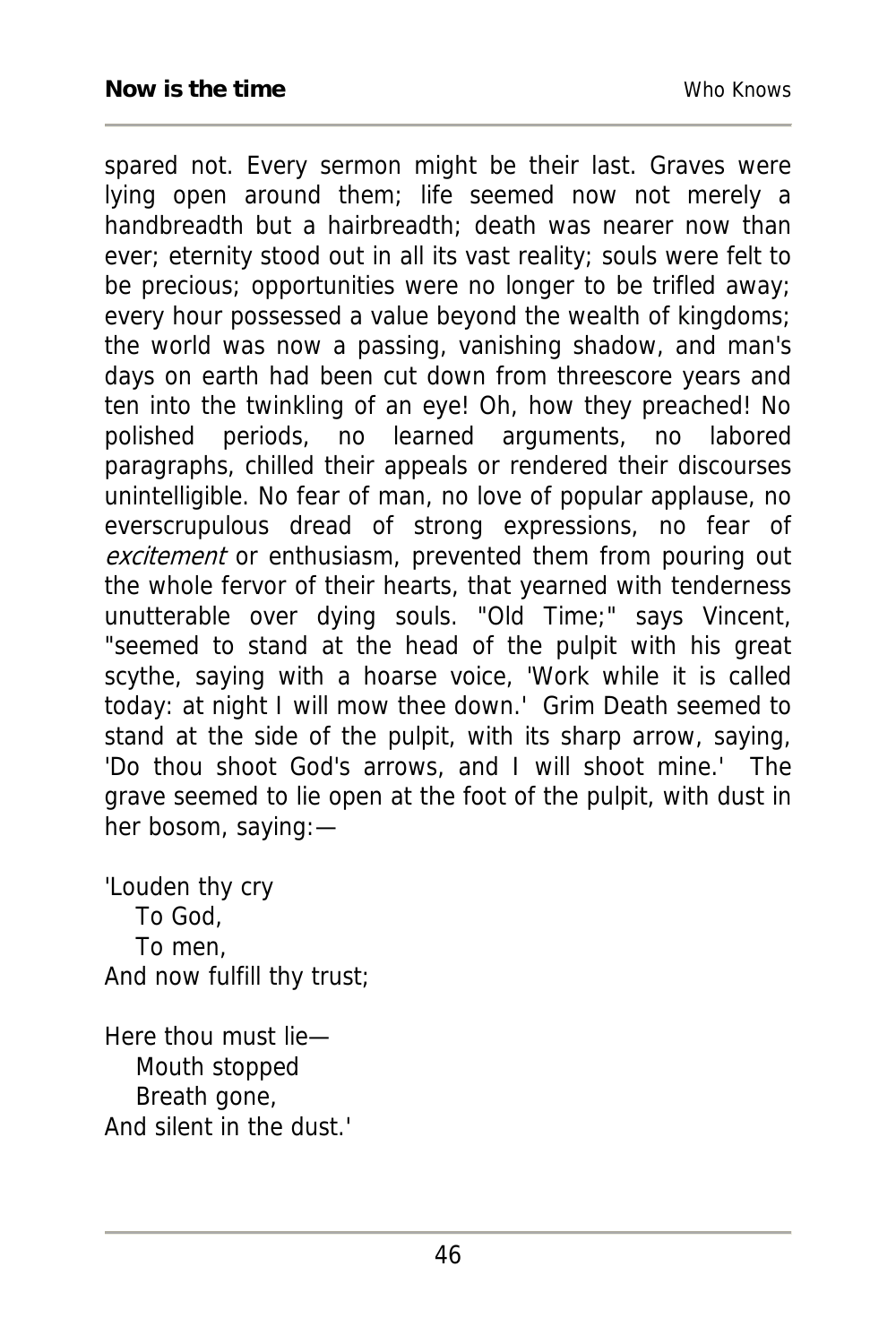spared not. Every sermon might be their last. Graves were lying open around them; life seemed now not merely a handbreadth but a hairbreadth; death was nearer now than ever; eternity stood out in all its vast reality; souls were felt to be precious; opportunities were no longer to be trifled away; every hour possessed a value beyond the wealth of kingdoms; the world was now a passing, vanishing shadow, and man's days on earth had been cut down from threescore years and ten into the twinkling of an eye! Oh, how they preached! No polished periods, no learned arguments, no labored paragraphs, chilled their appeals or rendered their discourses unintelligible. No fear of man, no love of popular applause, no everscrupulous dread of strong expressions, no fear of *excitement* or enthusiasm, prevented them from pouring out the whole fervor of their hearts, that yearned with tenderness unutterable over dying souls. "Old Time;" says Vincent, "seemed to stand at the head of the pulpit with his great scythe, saying with a hoarse voice, 'Work while it is called today: at night I will mow thee down.' Grim Death seemed to stand at the side of the pulpit, with its sharp arrow, saying, 'Do thou shoot God's arrows, and I will shoot mine.' The grave seemed to lie open at the foot of the pulpit, with dust in her bosom, saying:—

'Louden thy cry  
  To God,  
  To men,  
And now fulfill thy trust;

Here thou must lie—  
  Mouth stopped  
  Breath gone,  
And silent in the dust.'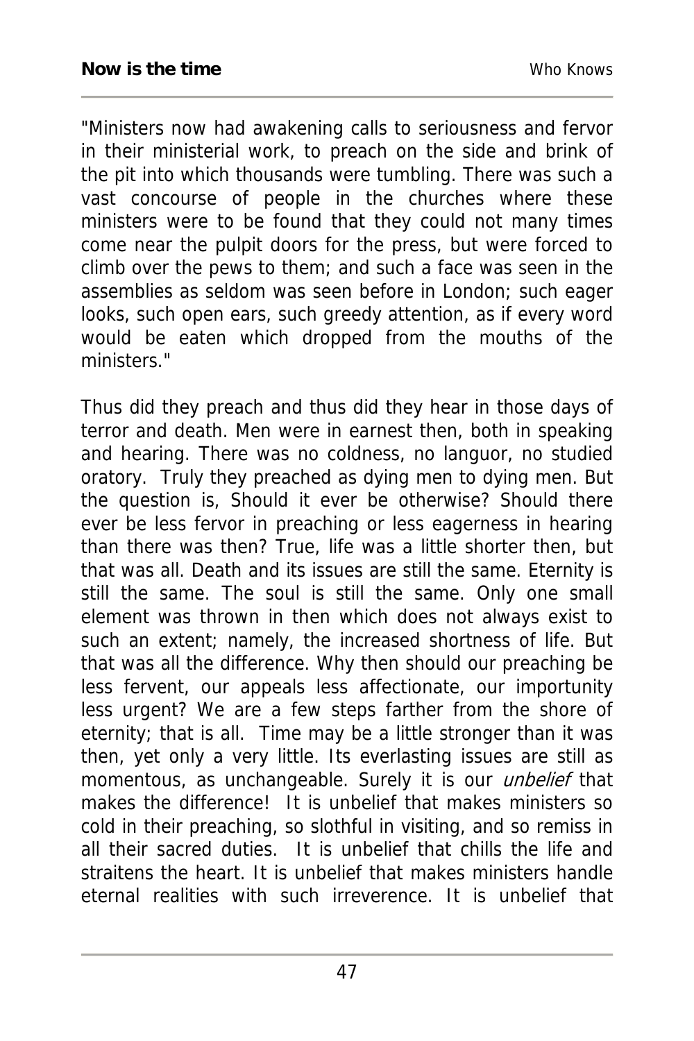"Ministers now had awakening calls to seriousness and fervor in their ministerial work, to preach on the side and brink of the pit into which thousands were tumbling. There was such a vast concourse of people in the churches where these ministers were to be found that they could not many times come near the pulpit doors for the press, but were forced to climb over the pews to them; and such a face was seen in the assemblies as seldom was seen before in London; such eager looks, such open ears, such greedy attention, as if every word would be eaten which dropped from the mouths of the ministers."

Thus did they preach and thus did they hear in those days of terror and death. Men were in earnest then, both in speaking and hearing. There was no coldness, no languor, no studied oratory. Truly they preached as dying men to dying men. But the question is, Should it ever be otherwise? Should there ever be less fervor in preaching or less eagerness in hearing than there was then? True, life was a little shorter then, but that was all. Death and its issues are still the same. Eternity is still the same. The soul is still the same. Only one small element was thrown in then which does not always exist to such an extent; namely, the increased shortness of life. But that was all the difference. Why then should our preaching be less fervent, our appeals less affectionate, our importunity less urgent? We are a few steps farther from the shore of eternity; that is all. Time may be a little stronger than it was then, yet only a very little. Its everlasting issues are still as momentous, as unchangeable. Surely it is our *unbelief* that makes the difference! It is unbelief that makes ministers so cold in their preaching, so slothful in visiting, and so remiss in all their sacred duties. It is unbelief that chills the life and straitens the heart. It is unbelief that makes ministers handle eternal realities with such irreverence. It is unbelief that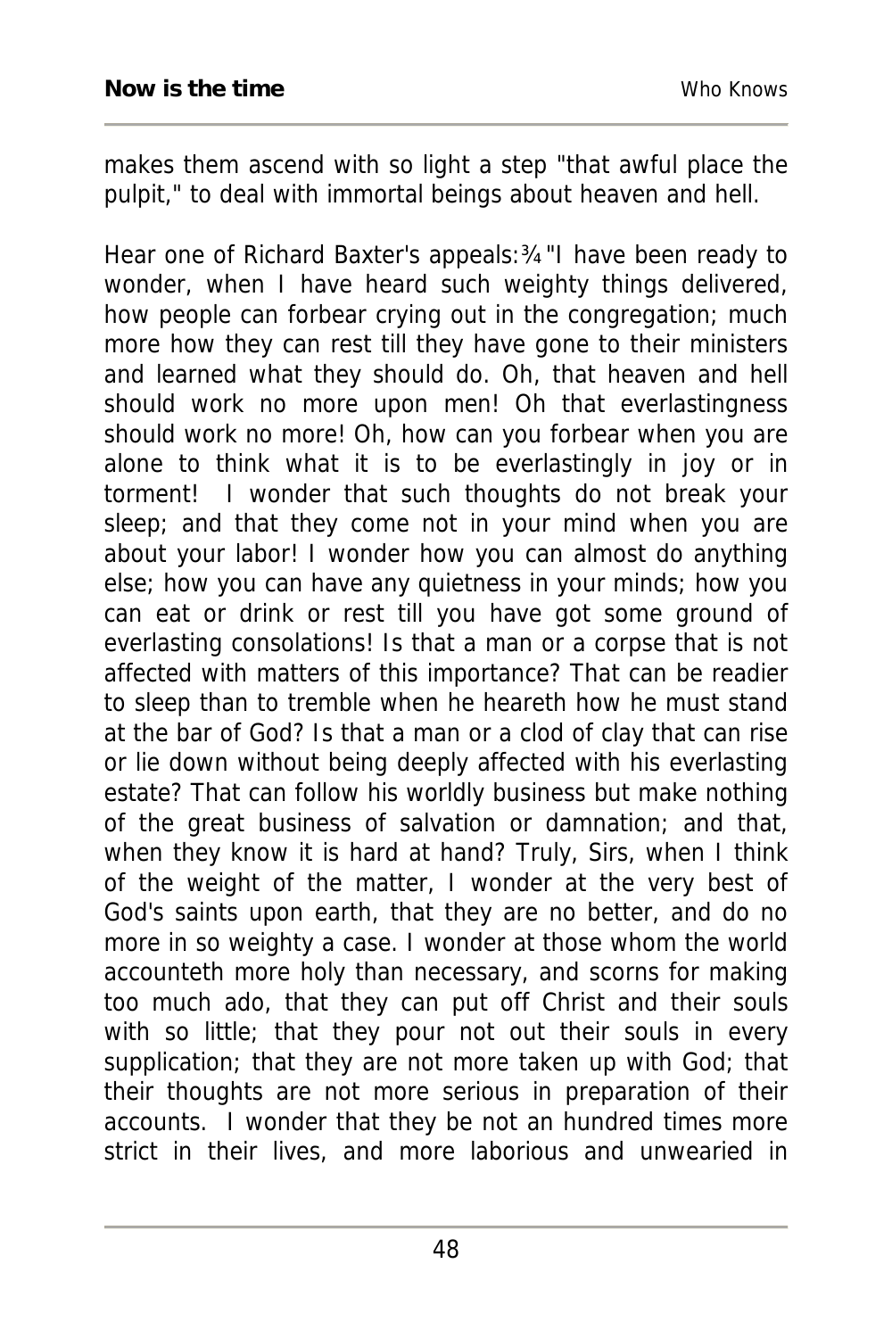makes them ascend with so light a step "that awful place the pulpit," to deal with immortal beings about heaven and hell.

Hear one of Richard Baxter's appeals:¾"I have been ready to wonder, when I have heard such weighty things delivered, how people can forbear crying out in the congregation; much more how they can rest till they have gone to their ministers and learned what they should do. Oh, that heaven and hell should work no more upon men! Oh that everlastingness should work no more! Oh, how can you forbear when you are alone to think what it is to be everlastingly in joy or in torment! I wonder that such thoughts do not break your sleep; and that they come not in your mind when you are about your labor! I wonder how you can almost do anything else; how you can have any quietness in your minds; how you can eat or drink or rest till you have got some ground of everlasting consolations! Is that a man or a corpse that is not affected with matters of this importance? That can be readier to sleep than to tremble when he heareth how he must stand at the bar of God? Is that a man or a clod of clay that can rise or lie down without being deeply affected with his everlasting estate? That can follow his worldly business but make nothing of the great business of salvation or damnation; and that, when they know it is hard at hand? Truly, Sirs, when I think of the weight of the matter, I wonder at the very best of God's saints upon earth, that they are no better, and do no more in so weighty a case. I wonder at those whom the world accounteth more holy than necessary, and scorns for making too much ado, that they can put off Christ and their souls with so little; that they pour not out their souls in every supplication; that they are not more taken up with God; that their thoughts are not more serious in preparation of their accounts. I wonder that they be not an hundred times more strict in their lives, and more laborious and unwearied in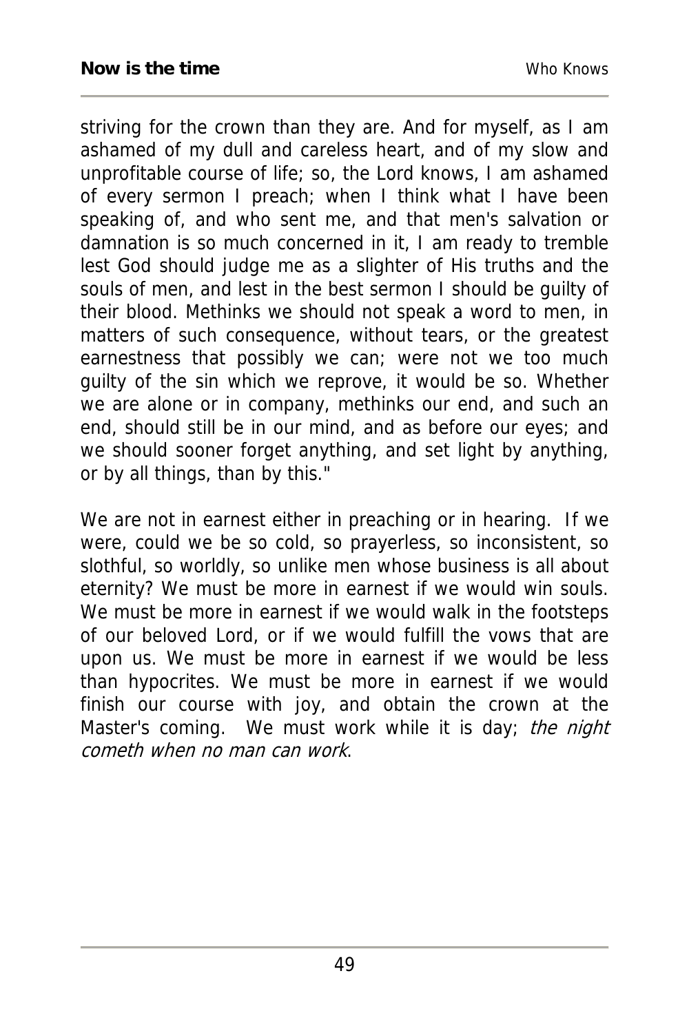striving for the crown than they are. And for myself, as I am ashamed of my dull and careless heart, and of my slow and unprofitable course of life; so, the Lord knows, I am ashamed of every sermon I preach; when I think what I have been speaking of, and who sent me, and that men's salvation or damnation is so much concerned in it, I am ready to tremble lest God should judge me as a slighter of His truths and the souls of men, and lest in the best sermon I should be guilty of their blood. Methinks we should not speak a word to men, in matters of such consequence, without tears, or the greatest earnestness that possibly we can; were not we too much guilty of the sin which we reprove, it would be so. Whether we are alone or in company, methinks our end, and such an end, should still be in our mind, and as before our eyes; and we should sooner forget anything, and set light by anything, or by all things, than by this."

We are not in earnest either in preaching or in hearing. If we were, could we be so cold, so prayerless, so inconsistent, so slothful, so worldly, so unlike men whose business is all about eternity? We must be more in earnest if we would win souls. We must be more in earnest if we would walk in the footsteps of our beloved Lord, or if we would fulfill the vows that are upon us. We must be more in earnest if we would be less than hypocrites. We must be more in earnest if we would finish our course with joy, and obtain the crown at the Master's coming. We must work while it is day; *the night cometh when no man can work*.